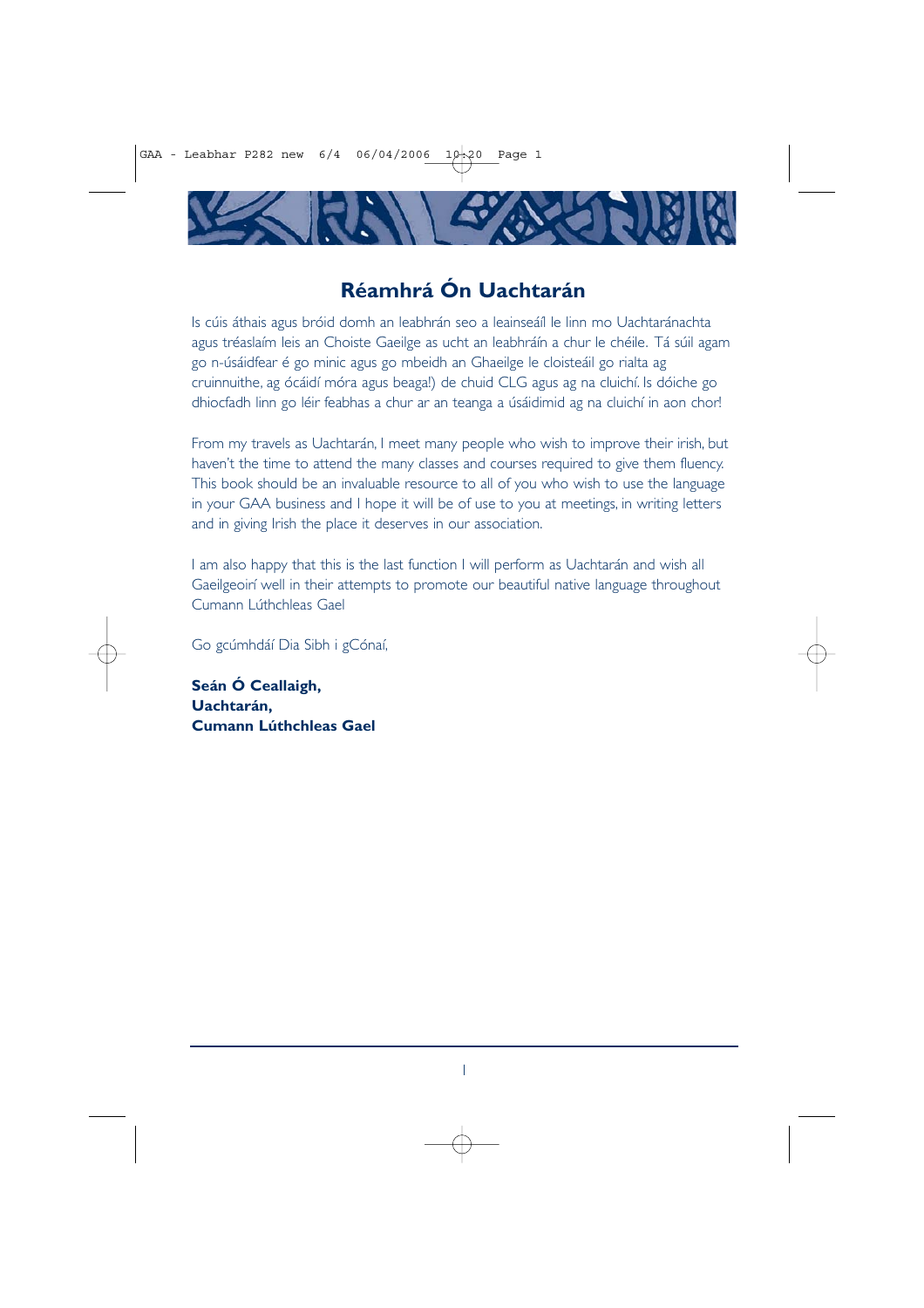# Réamhrá Ón Uachtarán

Is cúis áthais agus bróid domh an leabhrán seo a leainseáíl le linn mo Uachtaránachta agus tréaslaím leis an Choiste Gaeilge as ucht an leabhráín a chur le chéile. Tá súil agam go n-úsáidfear é go minic agus go mbeidh an Ghaeilge le cloisteáil go rialta ag cruinnuithe, ag ócáidí móra agus beaga!) de chuid CLG agus ag na cluichí. Is dóiche go dhiocfadh linn go léir feabhas a chur ar an teanga a úsáidimid ag na cluichí in aon chor!

From my travels as Uachtarán, I meet many people who wish to improve their irish, but haven't the time to attend the many classes and courses required to give them fluency. This book should be an invaluable resource to all of you who wish to use the language in your GAA business and I hope it will be of use to you at meetings, in writing letters and in giving Irish the place it deserves in our association.

I am also happy that this is the last function I will perform as Uachtarán and wish all Gaeilgeoirí well in their attempts to promote our beautiful native language throughout Cumann Lúthchleas Gael

Go gcúmhdáí Dia Sibh i gCónaí,

**Seán Ó Ceallaigh,**  
**Uachtarán,**  
**Cumann Lúthchleas Gael**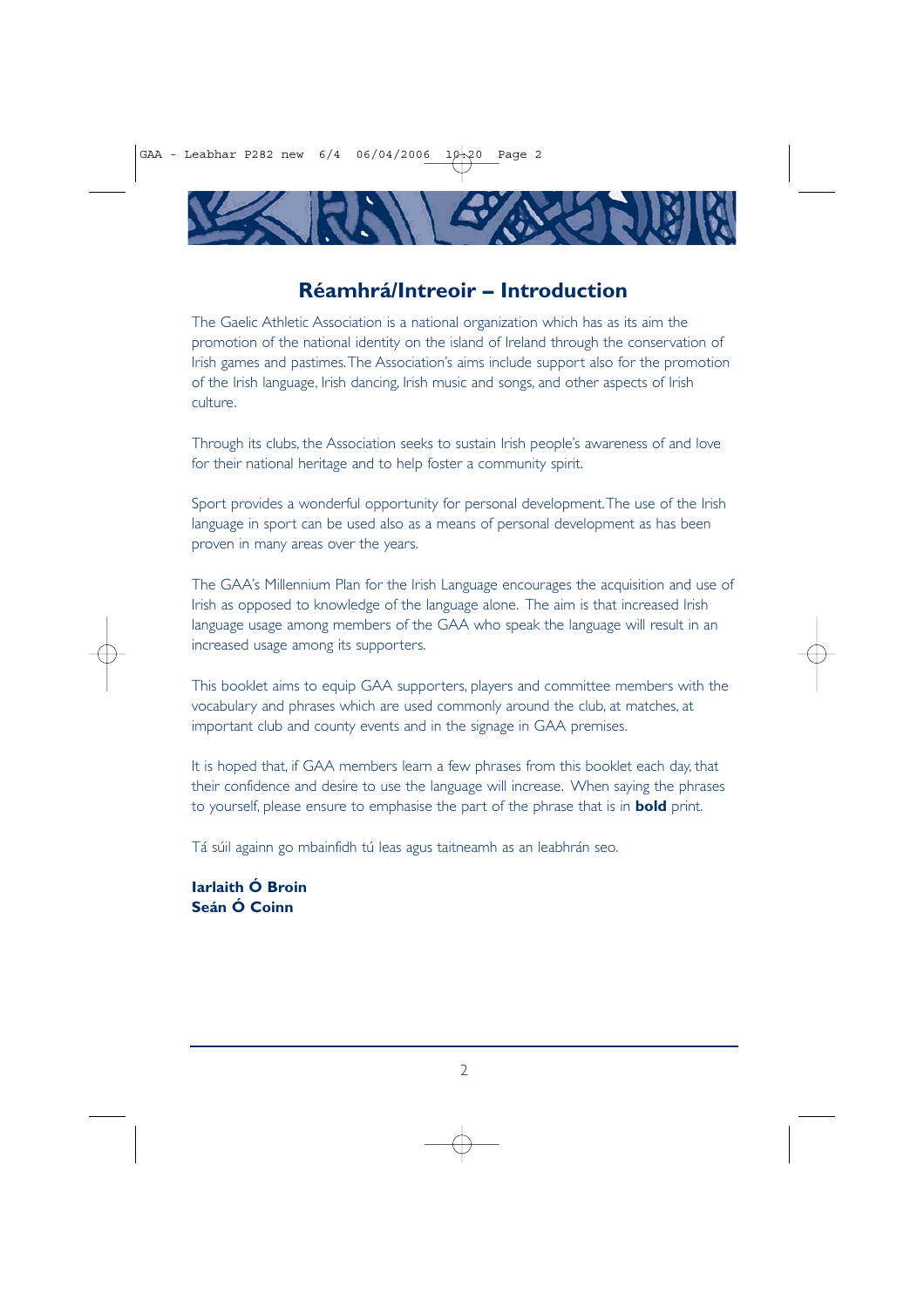# Réamhrá/Intreoir – Introduction

The Gaelic Athletic Association is a national organization which has as its aim the promotion of the national identity on the island of Ireland through the conservation of Irish games and pastimes. The Association's aims include support also for the promotion of the Irish language, Irish dancing, Irish music and songs, and other aspects of Irish culture.

Through its clubs, the Association seeks to sustain Irish people's awareness of and love for their national heritage and to help foster a community spirit.

Sport provides a wonderful opportunity for personal development. The use of the Irish language in sport can be used also as a means of personal development as has been proven in many areas over the years.

The GAA's Millennium Plan for the Irish Language encourages the acquisition and use of Irish as opposed to knowledge of the language alone. The aim is that increased Irish language usage among members of the GAA who speak the language will result in an increased usage among its supporters.

This booklet aims to equip GAA supporters, players and committee members with the vocabulary and phrases which are used commonly around the club, at matches, at important club and county events and in the signage in GAA premises.

It is hoped that, if GAA members learn a few phrases from this booklet each day, that their confidence and desire to use the language will increase. When saying the phrases to yourself, please ensure to emphasise the part of the phrase that is in **bold** print.

Tá súil againn go mbainfidh tú leas agus taitneamh as an leabhrán seo.

**Iarlaith Ó Broin**
**Seán Ó Coinn**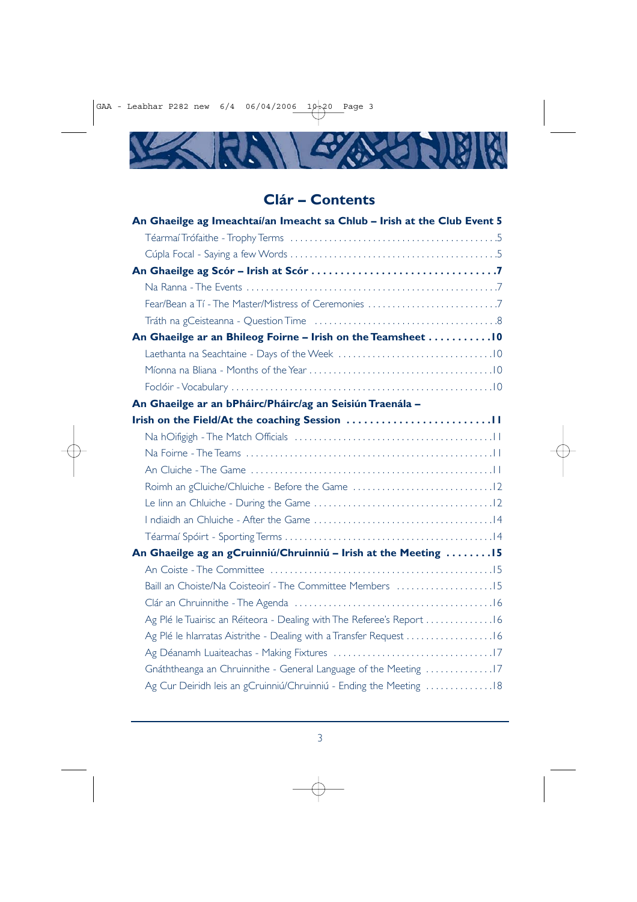# Clár – Contents

**An Ghaeilge ag Imeachtaí/an Imeacht sa Chlub – Irish at the Club Event 5**

- Téarmaí Trófaithe - Trophy Terms . . . . . 5
- Cúpla Focal - Saying a few Words . . . . . 5

**An Ghaeilge ag Scór – Irish at Scór . . . . . 7**

- Na Ranna - The Events . . . . . 7
- Fear/Bean a Tí - The Master/Mistress of Ceremonies . . . . . 7
- Tráth na gCeisteanna - Question Time . . . . . 8

**An Ghaeilge ar an Bhileog Foirne – Irish on the Teamsheet . . . . . 10**

- Laethanta na Seachtaine - Days of the Week . . . . . 10
- Míonna na Bliana - Months of the Year . . . . . 10
- Foclóir - Vocabulary . . . . . 10

**An Ghaeilge ar an bPháirc/Pháirc/ag an Seisiún Traenála – Irish on the Field/At the coaching Session . . . . . 11**

- Na hOifigigh - The Match Officials . . . . . 11
- Na Foirne - The Teams . . . . . 11
- An Cluiche - The Game . . . . . 11
- Roimh an gCluiche/Chluiche - Before the Game . . . . . 12
- Le linn an Chluiche - During the Game . . . . . 12
- I ndiaidh an Chluiche - After the Game . . . . . 14
- Téarmaí Spóirt - Sporting Terms . . . . . 14

**An Ghaeilge ag an gCruinniú/Chruinniú – Irish at the Meeting . . . . . 15**

- An Coiste - The Committee . . . . . 15
- Baill an Choiste/Na Coisteoirí - The Committee Members . . . . . 15
- Clár an Chruinnithe - The Agenda . . . . . 16
- Ag Plé le Tuairisc an Réiteora - Dealing with The Referee's Report . . . . . 16
- Ag Plé le hIarratas Aistrithe - Dealing with a Transfer Request . . . . . 16
- Ag Déanamh Luaiteachas - Making Fixtures . . . . . 17
- Gnáththeanga an Chruinnithe - General Language of the Meeting . . . . . 17
- Ag Cur Deiridh leis an gCruinniú/Chruinniú - Ending the Meeting . . . . . 18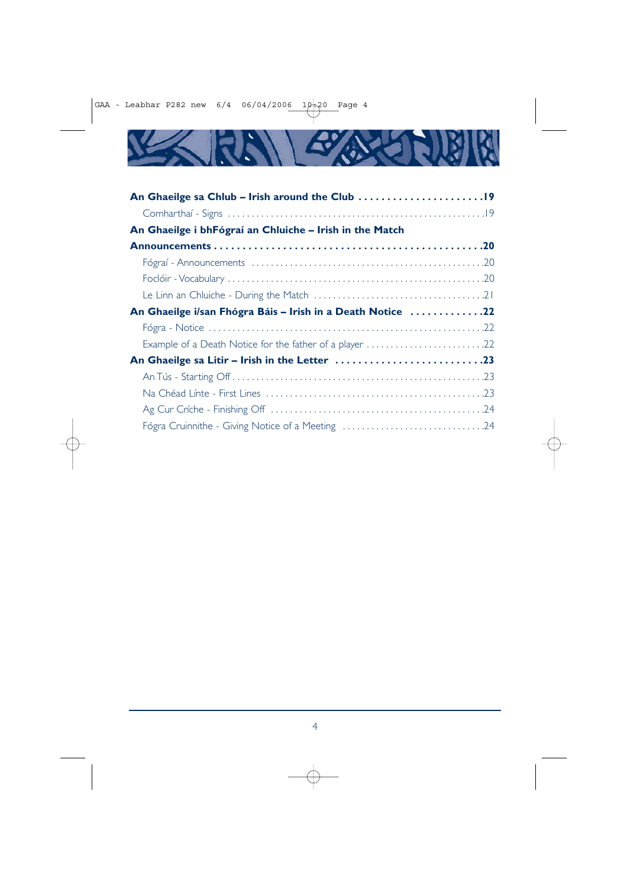**An Ghaeilge sa Chlub – Irish around the Club** . . . . . . . . . . . . . . . . . . . . . . . .19

Comharthaí - Signs . . . . . . . . . . . . . . . . . . . . . . . . . . . . . . . . . . . . . . . . . . . . . . . . . . . . . .19

**An Ghaeilge i bhFógraí an Chluiche – Irish in the Match Announcements** . . . . . . . . . . . . . . . . . . . . . . . . . . . . . . . . . . . . . . . . . . . . . . . .20

Fógraí - Announcements . . . . . . . . . . . . . . . . . . . . . . . . . . . . . . . . . . . . . . . . . . . . . . . .20

Foclóir - Vocabulary . . . . . . . . . . . . . . . . . . . . . . . . . . . . . . . . . . . . . . . . . . . . . . . . . . . . .20

Le Linn an Chluiche - During the Match . . . . . . . . . . . . . . . . . . . . . . . . . . . . . . . . . . . .21

**An Ghaeilge i/san Fhógra Báis – Irish in a Death Notice** . . . . . . . . . . . . .22

Fógra - Notice . . . . . . . . . . . . . . . . . . . . . . . . . . . . . . . . . . . . . . . . . . . . . . . . . . . . . . . . . .22

Example of a Death Notice for the father of a player . . . . . . . . . . . . . . . . . . . . . . . . .22

**An Ghaeilge sa Litir – Irish in the Letter** . . . . . . . . . . . . . . . . . . . . . . . . . .23

An Tús - Starting Off . . . . . . . . . . . . . . . . . . . . . . . . . . . . . . . . . . . . . . . . . . . . . . . . . . . .23

Na Chéad Línte - First Lines . . . . . . . . . . . . . . . . . . . . . . . . . . . . . . . . . . . . . . . . . . . . . .23

Ag Cur Críche - Finishing Off . . . . . . . . . . . . . . . . . . . . . . . . . . . . . . . . . . . . . . . . . . . . .24

Fógra Cruinnithe - Giving Notice of a Meeting . . . . . . . . . . . . . . . . . . . . . . . . . . . . . .24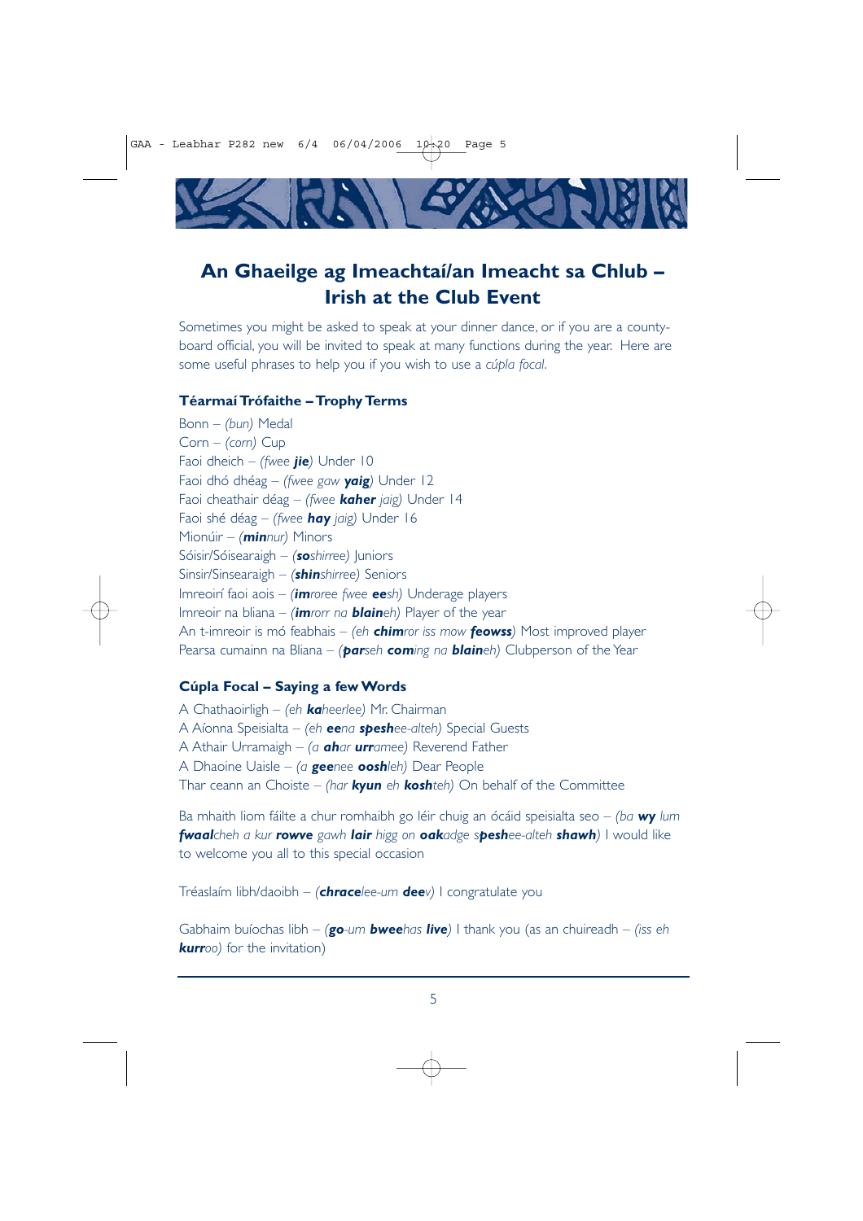## An Ghaeilge ag Imeachtaí/an Imeacht sa Chlub – Irish at the Club Event

Sometimes you might be asked to speak at your dinner dance, or if you are a county-board official, you will be invited to speak at many functions during the year. Here are some useful phrases to help you if you wish to use a *cúpla focal*.

### Téarmaí Trófaithe – Trophy Terms

Bonn – *(bun)* Medal
Corn – *(corn)* Cup
Faoi dheich – *(fwee **jie**)* Under 10
Faoi dhó dhéag – *(fwee gaw **yaig**)* Under 12
Faoi cheathair déag – *(fwee **kaher** jaig)* Under 14
Faoi shé déag – *(fwee **hay** jaig)* Under 16
Mionúir – *(**min**nur)* Minors
Sóisir/Sóisearaigh – *(**so**shirree)* Juniors
Sinsir/Sinsearaigh – *(**shin**shirree)* Seniors
Imreoirí faoi aois – *(**im**roree fwee **ee**sh)* Underage players
Imreoir na bliana – *(**im**rorr na **blain**eh)* Player of the year
An t-imreoir is mó feabhais – *(eh **chim**ror iss mow **feowss**)* Most improved player
Pearsa cumainn na Bliana – *(**par**seh **com**ing na **blain**eh)* Clubperson of the Year

### Cúpla Focal – Saying a few Words

A Chathaoirligh – *(eh **ka**heerlee)* Mr. Chairman
A Aíonna Speisialta – *(eh **ee**na **spesh**ee-alteh)* Special Guests
A Athair Urramaigh – *(a **ah**ar **urr**amee)* Reverend Father
A Dhaoine Uaisle – *(a **gee**nee **oosh**leh)* Dear People
Thar ceann an Choiste – *(har **kyun** eh **kosh**teh)* On behalf of the Committee

Ba mhaith liom fáilte a chur romhaibh go léir chuig an ócáid speisialta seo – *(ba **wy** lum **fwaal**cheh a kur **rowve** gawh **lair** higg on **oak**adge s**pesh**ee-alteh **shawh**)* I would like to welcome you all to this special occasion

Tréaslaím libh/daoibh – *(**chrace**lee-um **dee**v)* I congratulate you

Gabhaim buíochas libh – *(**go**-um **bwee**has **live**)* I thank you (as an chuireadh – *(iss eh **kurr**oo)* for the invitation)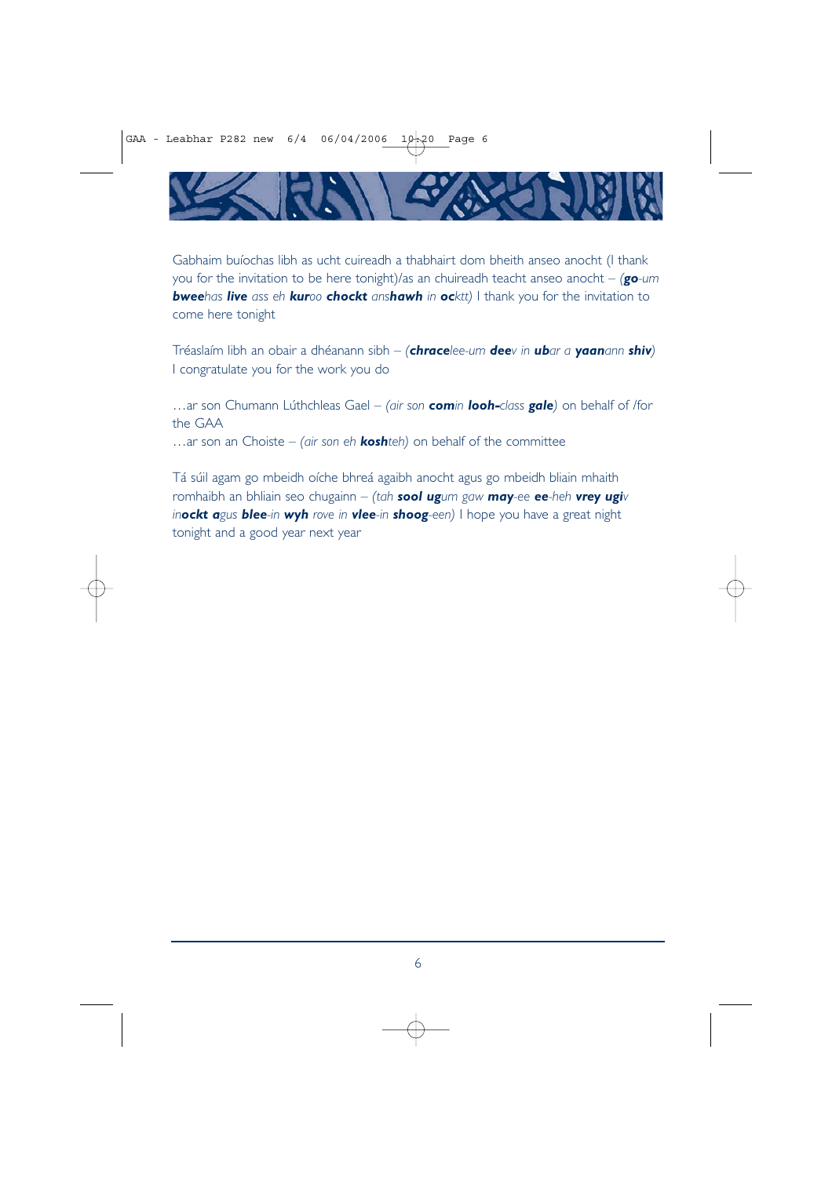Gabhaim buíochas libh as ucht cuireadh a thabhairt dom bheith anseo anocht (I thank you for the invitation to be here tonight)/as an chuireadh teacht anseo anocht – (***go**-um **bwee**has **live** ass eh **kur**oo **chockt** ans**hawh** in **oc**ktt)* I thank you for the invitation to come here tonight

Tréaslaím libh an obair a dhéanann sibh – *(**chrace**lee-um **dee**v in **ub**ar a **yaan**ann **shiv**)* I congratulate you for the work you do

…ar son Chumann Lúthchleas Gael – *(air son **com**in **looh-**class **gale**)* on behalf of /for the GAA
…ar son an Choiste – *(air son eh **kosh**teh)* on behalf of the committee

Tá súil agam go mbeidh oíche bhreá agaibh anocht agus go mbeidh bliain mhaith romhaibh an bhliain seo chugainn – *(tah **sool ug**um gaw **may**-ee **ee**-heh **vrey ugi**v in**ockt a**gus **blee**-in **wyh** rove in **vlee**-in **shoog**-een)* I hope you have a great night tonight and a good year next year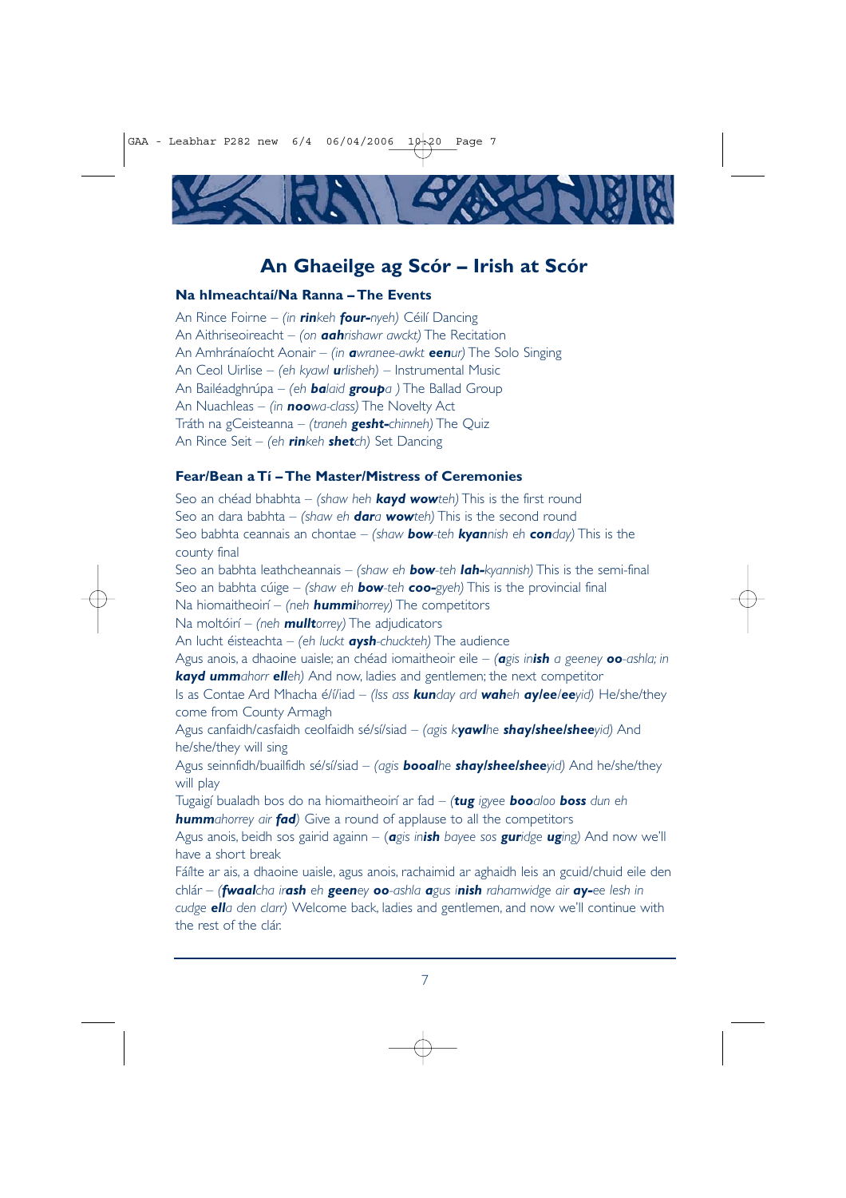# An Ghaeilge ag Scór – Irish at Scór

## Na hImeachtaí/Na Ranna – The Events

An Rince Foirne – *(in* ***rin****keh* ***four-****nyeh)* Céilí Dancing
An Aithriseoireacht – *(on* ***aah****rishawr awckt)* The Recitation
An Amhránaíocht Aonair – *(in* ***a****wranee-awkt* ***een****ur)* The Solo Singing
An Ceol Uirlise – *(eh kyawl* ***u****rlisheh)* – Instrumental Music
An Bailéadghrúpa – *(eh* ***ba****laid* ***groop****a )* The Ballad Group
An Nuachleas – *(in* ***noo****wa-class)* The Novelty Act
Tráth na gCeisteanna – *(traneh* ***gesht-****chinneh)* The Quiz
An Rince Seit – *(eh* ***rin****keh* ***shet****ch)* Set Dancing

## Fear/Bean a Tí – The Master/Mistress of Ceremonies

Seo an chéad bhabhta – *(shaw heh* ***kayd wow****teh)* This is the first round
Seo an dara babhta – *(shaw eh* ***dar****a* ***wow****teh)* This is the second round
Seo babhta ceannais an chontae – *(shaw* ***bow****-teh* ***kyan****nish eh* ***con****day)* This is the county final
Seo an babhta leathcheannais – *(shaw eh* ***bow****-teh* ***lah-****kyannish)* This is the semi-final
Seo an babhta cúige – *(shaw eh* ***bow****-teh* ***coo-****gyeh)* This is the provincial final
Na hiomaitheoirí – *(neh* ***hummi****horrey)* The competitors
Na moltóirí – *(neh* ***mullt****orrey)* The adjudicators
An lucht éisteachta – *(eh luckt* ***aysh****-chuckteh)* The audience
Agus anois, a dhaoine uaisle; an chéad iomaitheoir eile – *(****a****gis in****ish*** *a geeney* ***oo****-ashla; in* ***kayd umm****ahorr* ***ell****eh)* And now, ladies and gentlemen; the next competitor
Is as Contae Ard Mhacha é/í/iad – *(Iss ass* ***kun****day ard* ***wah****eh* ***ay/ee/ee****yid)* He/she/they come from County Armagh
Agus canfaidh/casfaidh ceolfaidh sé/sí/siad – *(agis k****yawl****he* ***shay/shee/shee****yid)* And he/she/they will sing
Agus seinnfidh/buailfidh sé/sí/siad – *(agis* ***booal****he* ***shay/shee/shee****yid)* And he/she/they will play
Tugaigí bualadh bos do na hiomaitheoirí ar fad – *(****tug*** *igyee* ***boo****aloo* ***boss*** *dun eh* ***humm****ahorrey air* ***fad****)* Give a round of applause to all the competitors
Agus anois, beidh sos gairid againn – *(****a****gis in****ish*** *bayee sos* ***gur****idge* ***ug****ing)* And now we'll have a short break
Fáilte ar ais, a dhaoine uaisle, agus anois, rachaimid ar aghaidh leis an gcuid/chuid eile den chlár – *(****fwaal****cha ir****ash*** *eh* ***geen****ey* ***oo****-ashla* ***a****gus in****ish*** *rahamwidge air* ***ay-****ee lesh in cudge* ***ell****a den clarr)* Welcome back, ladies and gentlemen, and now we'll continue with the rest of the clár.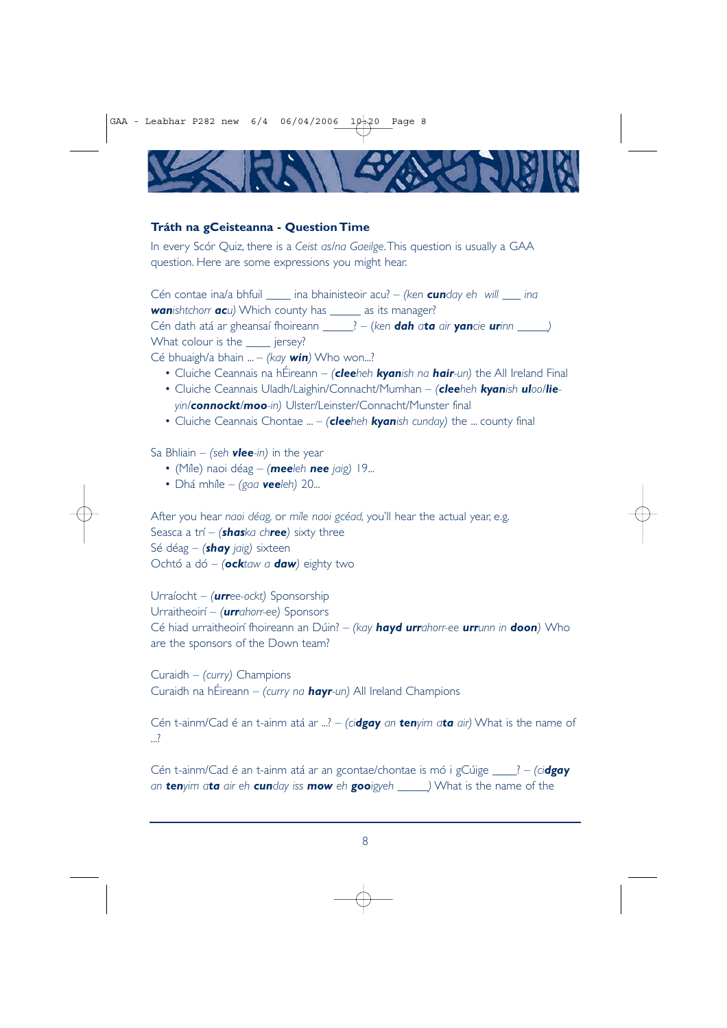## Tráth na gCeisteanna - Question Time

In every Scór Quiz, there is a *Ceist as/na Gaeilge*. This question is usually a GAA question. Here are some expressions you might hear.

Cén contae ina/a bhfuil ____ ina bhainisteoir acu? – *(ken **cun**day eh will ___ ina **wan**ishtchorr **ac**u)* Which county has _____ as its manager?
Cén dath atá ar gheansaí fhoireann _____? – *(ken **dah** a**ta** air **yan**cie **ur**inn _____)* What colour is the ____ jersey?
Cé bhuaigh/a bhain ... – *(kay **win**)* Who won...?

- Cluiche Ceannais na hÉireann – *(**clee**heh **kyan**ish na **hair**-un)* the All Ireland Final
- Cluiche Ceannais Uladh/Laighin/Connacht/Mumhan – *(**clee**heh **kyan**ish **ul**oo/**lie**-yin/**connockt**/**moo**-in)* Ulster/Leinster/Connacht/Munster final
- Cluiche Ceannais Chontae ... – *(**clee**heh **kyan**ish cunday)* the ... county final

Sa Bhliain – *(seh **vlee**-in)* in the year

- (Míle) naoi déag – *(**mee**leh **nee** jaig)* 19...
- Dhá mhíle – *(gaa **vee**leh)* 20...

After you hear *naoi déag*, or *míle naoi gcéad*, you'll hear the actual year, e.g.
Seasca a trí – *(**shas**ka ch**ree**)* sixty three
Sé déag – *(**shay** jaig)* sixteen
Ochtó a dó – *(**ock**taw a **daw**)* eighty two

Urraíocht – *(**urr**ee-ockt)* Sponsorship
Urraitheoirí – *(**urr**ahorr-ee)* Sponsors
Cé hiad urraitheoirí fhoireann an Dúin? – *(kay **hayd** **urr**ahorr-ee **urr**unn in **doon**)* Who are the sponsors of the Down team?

Curaidh – *(curry)* Champions
Curaidh na hÉireann – *(curry na **hayr**-un)* All Ireland Champions

Cén t-ainm/Cad é an t-ainm atá ar ...? – *(ci**dgay** an **ten**yim a**ta** air)* What is the name of ...?

Cén t-ainm/Cad é an t-ainm atá ar an gcontae/chontae is mó i gCúige ____? – *(ci**dgay** an **ten**yim a**ta** air eh **cun**day iss **mow** eh **goo**igyeh _____)* What is the name of the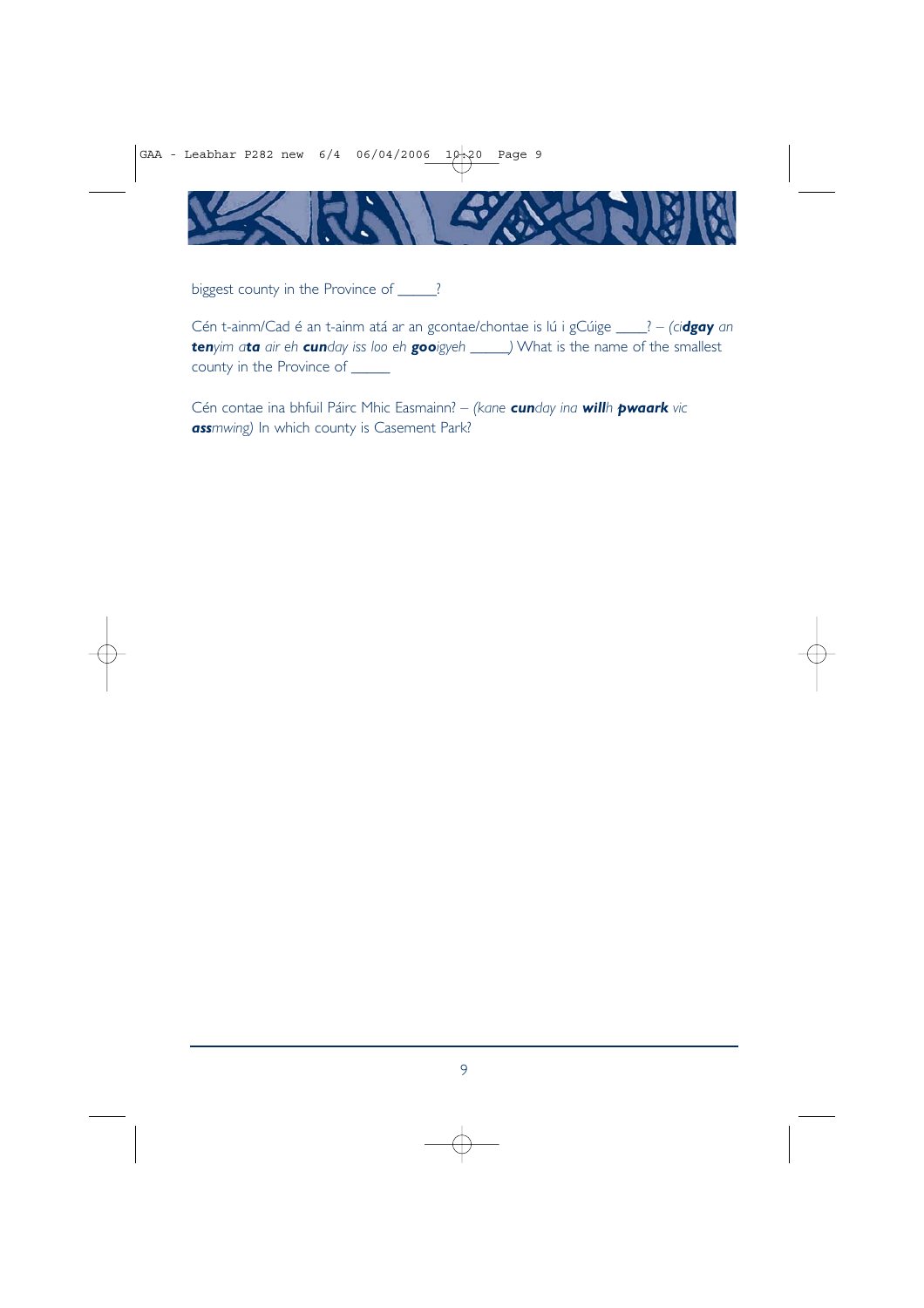biggest county in the Province of _____?

Cén t-ainm/Cad é an t-ainm atá ar an gcontae/chontae is lú i gCúige ____? – *(ci**dgay** an **ten**yim a**ta** air eh **cun**day iss loo eh **goo**igyeh _____)* What is the name of the smallest county in the Province of _____

Cén contae ina bhfuil Páirc Mhic Easmainn? – *(kane **cun**day ina **will**h **pwaark** vic **ass**mwing)* In which county is Casement Park?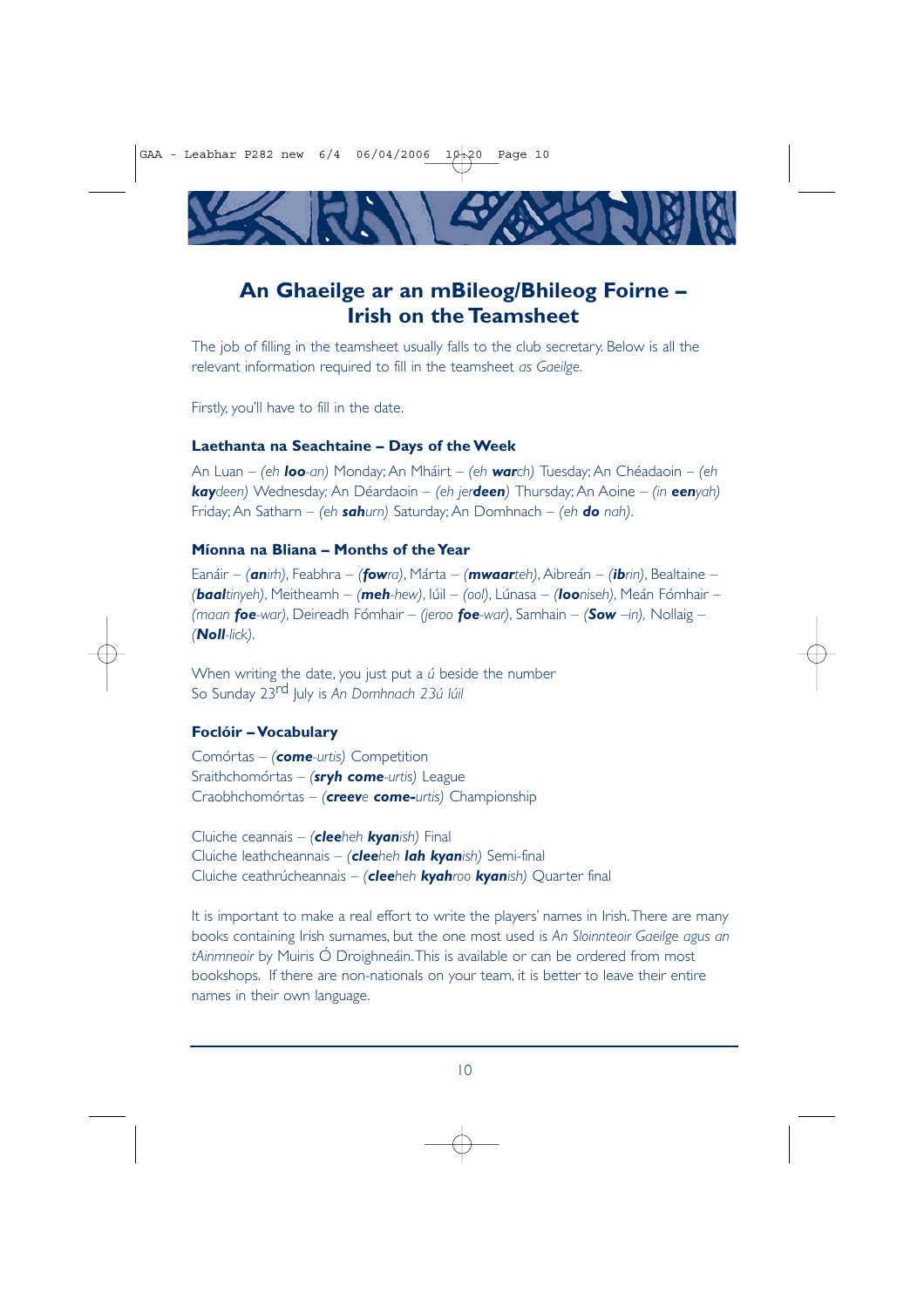## An Ghaeilge ar an mBileog/Bhileog Foirne – Irish on the Teamsheet

The job of filling in the teamsheet usually falls to the club secretary. Below is all the relevant information required to fill in the teamsheet *as Gaeilge*.

Firstly, you'll have to fill in the date.

### Laethanta na Seachtaine – Days of the Week

An Luan – *(eh **loo**-an)* Monday; An Mháirt – *(eh **war**ch)* Tuesday; An Chéadaoin – *(eh **kay**deen)* Wednesday; An Déardaoin – *(eh jer**deen**)* Thursday; An Aoine – *(in **een**yah)* Friday; An Satharn – *(eh **sah**urn)* Saturday; An Domhnach – *(eh **do** nah)*.

### Míonna na Bliana – Months of the Year

Eanáir – *(**an**irh)*, Feabhra – *(**fow**ra)*, Márta – *(**mwaar**teh)*, Aibreán – *(**ib**rin)*, Bealtaine – *(**baal**tinyeh)*, Meitheamh – *(**meh**-hew)*, Iúil – *(ool)*, Lúnasa – *(**loo**niseh)*, Meán Fómhair – *(maan **foe**-war)*, Deireadh Fómhair – *(jeroo **foe**-war)*, Samhain – *(**Sow** –in)*, Nollaig – *(**Noll**-lick)*.

When writing the date, you just put a *ú* beside the number
So Sunday 23rd July is *An Domhnach 23ú Iúil*

### Foclóir – Vocabulary

Comórtas – *(**come**-urtis)* Competition
Sraithchomórtas – *(**sryh come**-urtis)* League
Craobhchomórtas – *(**creev**e **come-**urtis)* Championship

Cluiche ceannais – *(**clee**heh **kyan**ish)* Final
Cluiche leathcheannais – *(**clee**heh **lah kyan**ish)* Semi-final
Cluiche ceathrúcheannais – *(**clee**heh **kyah**roo **kyan**ish)* Quarter final

It is important to make a real effort to write the players' names in Irish. There are many books containing Irish surnames, but the one most used is *An Sloinnteoir Gaeilge agus an tAinmneoir* by Muiris Ó Droighneáin. This is available or can be ordered from most bookshops. If there are non-nationals on your team, it is better to leave their entire names in their own language.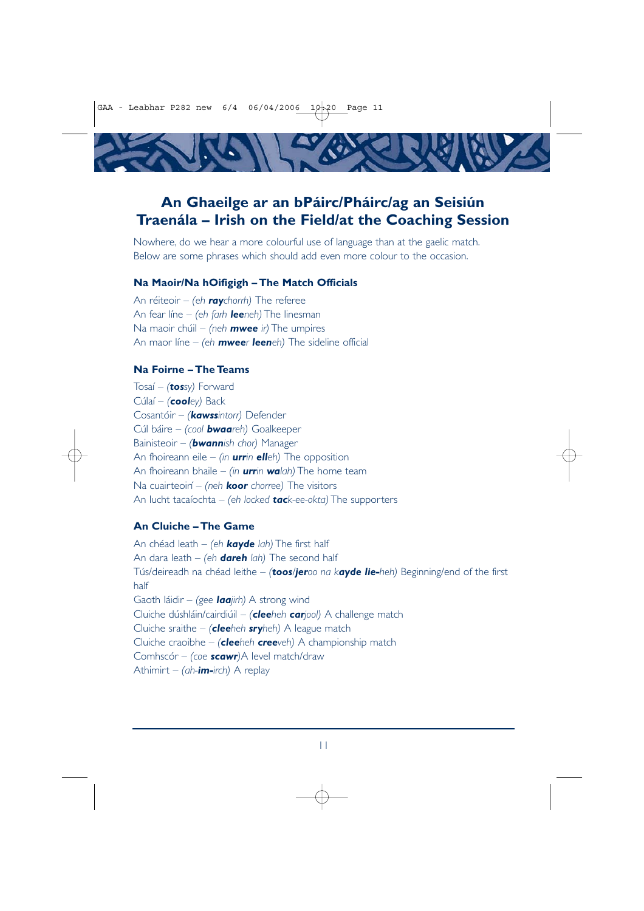## An Ghaeilge ar an bPáirc/Pháirc/ag an Seisiún Traenála – Irish on the Field/at the Coaching Session

Nowhere, do we hear a more colourful use of language than at the gaelic match. Below are some phrases which should add even more colour to the occasion.

### Na Maoir/Na hOifigigh – The Match Officials

An réiteoir – *(eh **ray**chorrh)* The referee
An fear líne – *(eh farh **lee**neh)* The linesman
Na maoir chúil – *(neh **mwee** ir)* The umpires
An maor líne – *(eh **mwee**r **leen**eh)* The sideline official

### Na Foirne – The Teams

Tosaí – *(**tos**sy)* Forward
Cúlaí – *(**cool**ey)* Back
Cosantóir – *(**kawss**intorr)* Defender
Cúl báire – *(cool **bwaa**reh)* Goalkeeper
Bainisteoir – *(**bwann**ish chor)* Manager
An fhoireann eile – *(in **urr**in **ell**eh)* The opposition
An fhoireann bhaile – *(in **urr**in **wa**lah)* The home team
Na cuairteoirí – *(neh **koor** chorree)* The visitors
An lucht tacaíochta – *(eh locked **tac**k-ee-okta)* The supporters

### An Cluiche – The Game

An chéad leath – *(eh **kayde** lah)* The first half
An dara leath – *(eh **dareh** lah)* The second half
Tús/deireadh na chéad leithe – *(**toos**/**jer**oo na k**ayde lie-**heh)* Beginning/end of the first half
Gaoth láidir – *(gee **laa**jirh)* A strong wind
Cluiche dúshláin/cairdiúil – *(**clee**heh **car**jool)* A challenge match
Cluiche sraithe – *(**clee**heh **sry**heh)* A league match
Cluiche craoibhe – *(**clee**heh **cree**veh)* A championship match
Comhscór – *(coe **scawr**)* A level match/draw
Athimirt – *(ah-**im-**irch)* A replay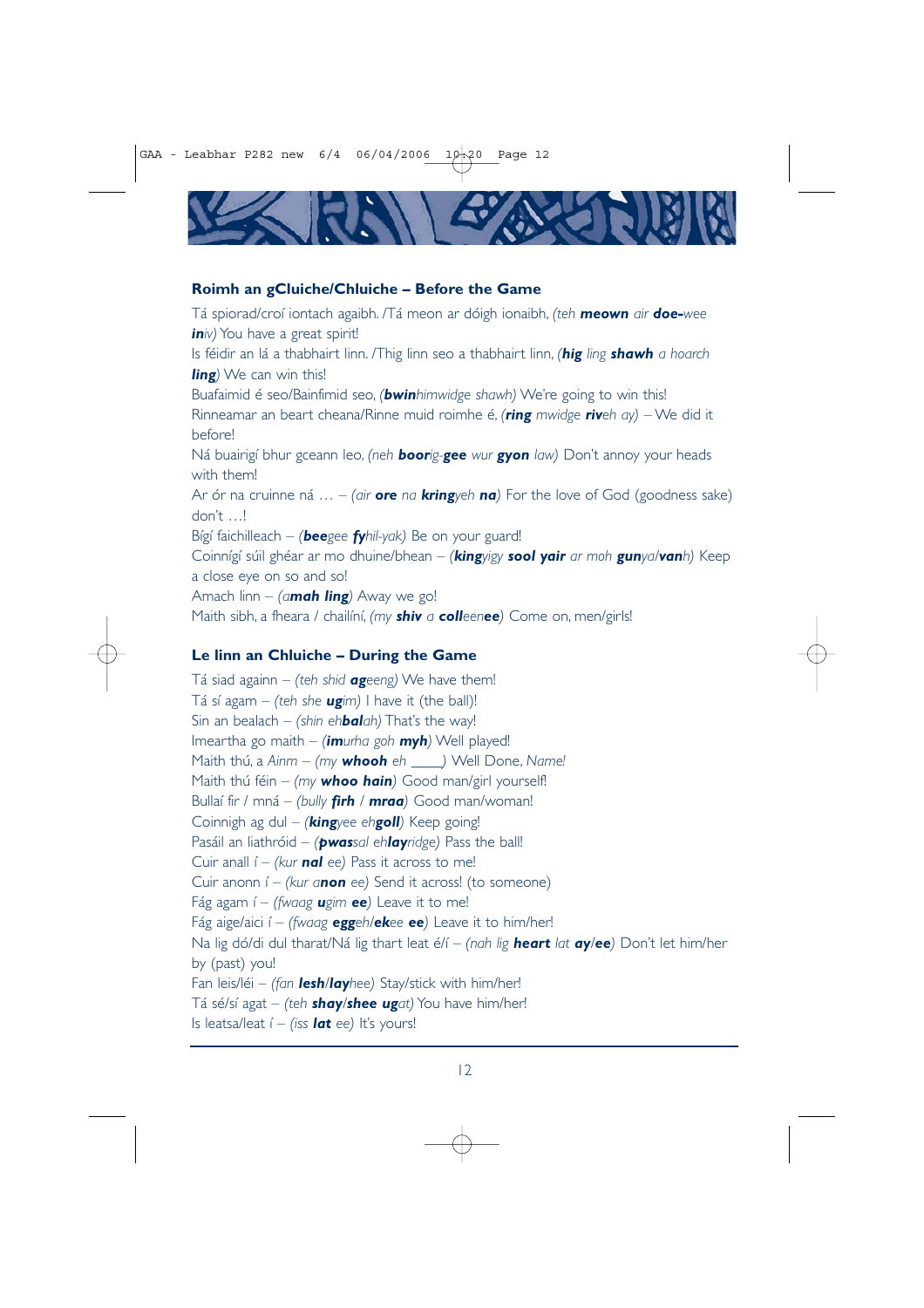## Roimh an gCluiche/Chluiche – Before the Game

Tá spiorad/croí iontach agaibh. /Tá meon ar dóigh ionaibh, *(teh* ***meown*** *air* ***doe-****wee* ***in****iv)* You have a great spirit!

Is féidir an lá a thabhairt linn. /Thig linn seo a thabhairt linn, *(****hig*** *ling* ***shawh*** *a hoarch* ***ling****)* We can win this!

Buafaimid é seo/Bainfimid seo, *(****bwin****himwidge shawh)* We're going to win this!

Rinneamar an beart cheana/Rinne muid roimhe é, *(****ring*** *mwidge* ***riv****eh ay)* – We did it before!

Ná buairigí bhur gceann leo, *(neh* ***boor****ig-****gee*** *wur* ***gyon*** *law)* Don't annoy your heads with them!

Ar ór na cruinne ná … – *(air* ***ore*** *na* ***kring****yeh* ***na****)* For the love of God (goodness sake) don't …!

Bígí faichilleach – *(****bee****gee* ***fy****hil-yak)* Be on your guard!

Coinnígí súil ghéar ar mo dhuine/bhean – *(****king****yigy* ***sool yair*** *ar moh* ***gun****ya/****van****h)* Keep a close eye on so and so!

Amach linn – *(a****mah ling****)* Away we go!

Maith sibh, a fheara / chailíní, *(my* ***shiv*** *a* ***coll****een****ee****)* Come on, men/girls!

## Le linn an Chluiche – During the Game

Tá siad againn – *(teh shid* ***ag****eeng)* We have them!

Tá sí agam – *(teh she* ***ug****im)* I have it (the ball)!

Sin an bealach – *(shin eh****bal****ah)* That's the way!

Imeartha go maith – *(****im****urha goh* ***myh****)* Well played!

Maith thú, a *Ainm* – *(my* ***whooh*** *eh \_\_\_\_)* Well Done, *Name!*

Maith thú féin – *(my* ***whoo hain****)* Good man/girl yourself!

Bullaí fir / mná – *(bully* ***firh*** */* ***mraa****)* Good man/woman!

Coinnigh ag dul – *(****king****yee eh****goll****)* Keep going!

Pasáil an liathróid – *(****pwas****sal eh****lay****ridge)* Pass the ball!

Cuir anall í – *(kur* ***nal*** *ee)* Pass it across to me!

Cuir anonn í – *(kur a****non*** *ee)* Send it across! (to someone)

Fág agam í – *(fwaag* ***ug****im* ***ee****)* Leave it to me!

Fág aige/aici í – *(fwaag* ***egg****eh/****ek****ee* ***ee****)* Leave it to him/her!

Na lig dó/di dul tharat/Ná lig thart leat é/í – *(nah lig* ***heart*** *lat* ***ay****/****ee****)* Don't let him/her by (past) you!

Fan leis/léi – *(fan* ***lesh****/****lay****hee)* Stay/stick with him/her!

Tá sé/sí agat – *(teh* ***shay****/****shee*** ***ug****at)* You have him/her!

Is leatsa/leat í – *(iss* ***lat*** *ee)* It's yours!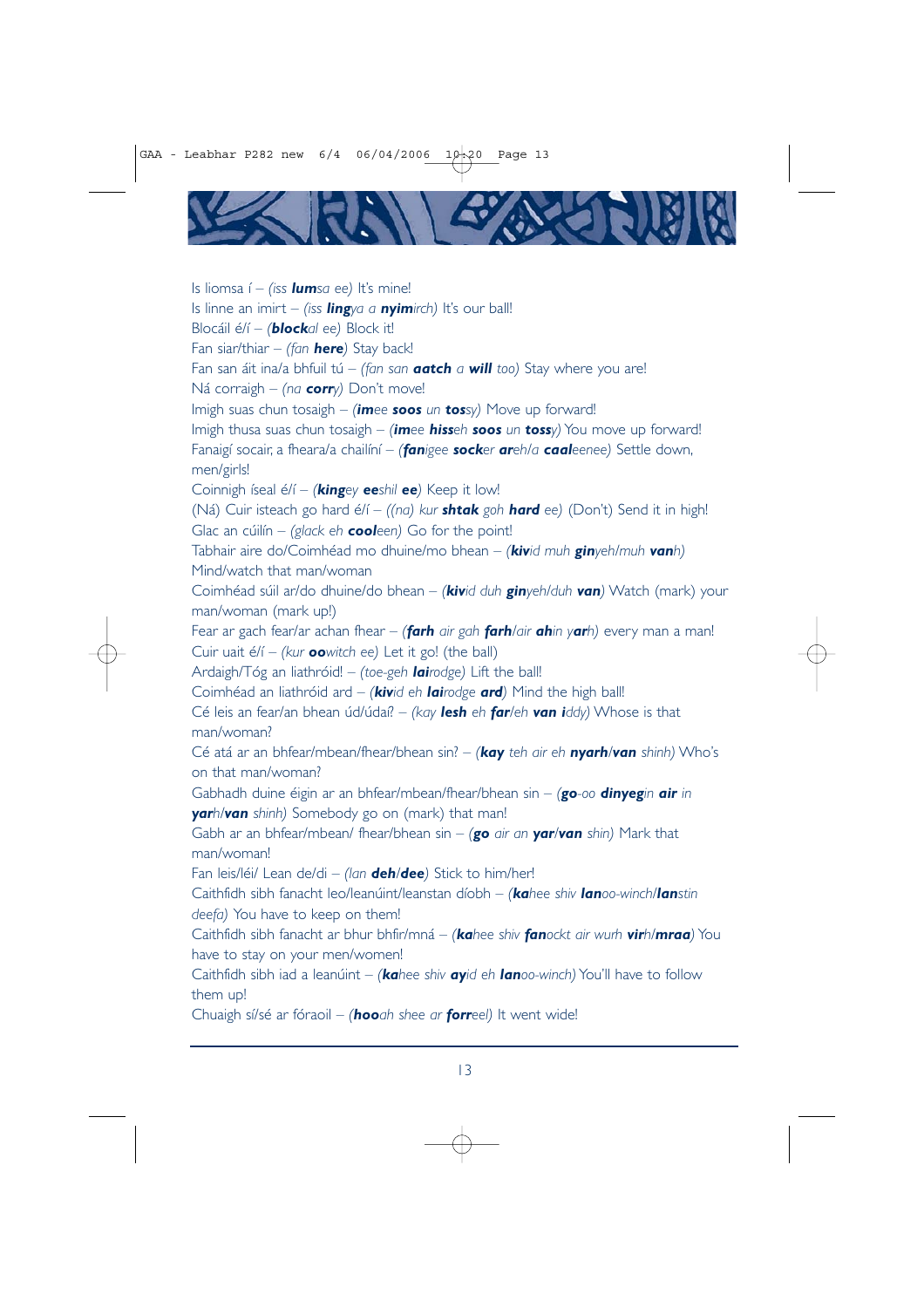Is liomsa í – *(iss **lum**sa ee)* It's mine!

Is linne an imirt – *(iss **ling**ya a **nyim**irch)* It's our ball!

Blocáil é/í – *(**block**al ee)* Block it!

Fan siar/thiar – *(fan **here**)* Stay back!

Fan san áit ina/a bhfuil tú – *(fan san **aatch** a **will** too)* Stay where you are!

Ná corraigh – *(na **corr**y)* Don't move!

Imigh suas chun tosaigh – *(**im**ee **soos** un **tos**sy)* Move up forward!

Imigh thusa suas chun tosaigh – *(**im**ee **hiss**eh **soos** un **toss**y)* You move up forward!

Fanaigí socair, a fheara/a chailíní – *(**fan**igee **sock**er **ar**eh/a **caal**eenee)* Settle down, men/girls!

Coinnigh íseal é/í – *(**king**ey **ee**shil **ee**)* Keep it low!

(Ná) Cuir isteach go hard é/í – *((na) kur **shtak** goh **hard** ee)* (Don't) Send it in high!

Glac an cúilín – *(glack eh **cool**een)* Go for the point!

Tabhair aire do/Coimhéad mo dhuine/mo bhean – *(**kiv**id muh **gin**yeh/muh **van**h)* Mind/watch that man/woman

Coimhéad súil ar/do dhuine/do bhean – *(**kiv**id duh **gin**yeh/duh **van**)* Watch (mark) your man/woman (mark up!)

Fear ar gach fear/ar achan fhear – *(**farh** air gah **farh**/air **ah**in y**ar**h)* every man a man!

Cuir uait é/í – *(kur **oo**witch ee)* Let it go! (the ball)

Ardaigh/Tóg an liathróid! – *(toe-geh **lai**rodge)* Lift the ball!

Coimhéad an liathróid ard – *(**kiv**id eh **lai**rodge **ard**)* Mind the high ball!

Cé leis an fear/an bhean úd/údaí? – *(kay **lesh** eh **far**/eh **van i**ddy)* Whose is that man/woman?

Cé atá ar an bhfear/mbean/fhear/bhean sin? – *(**kay** teh air eh **nyarh**/**van** shinh)* Who's on that man/woman?

Gabhadh duine éigin ar an bhfear/mbean/fhear/bhean sin – *(**go**-oo **dinyeg**in **air** in **yar**h/**van** shinh)* Somebody go on (mark) that man!

Gabh ar an bhfear/mbean/ fhear/bhean sin – *(**go** air an **yar**/**van** shin)* Mark that man/woman!

Fan leis/léi/ Lean de/di – *(lan **deh**/**dee**)* Stick to him/her!

Caithfidh sibh fanacht leo/leanúint/leanstan díobh – *(**ka**hee shiv **lan**oo-winch/**lan**stin deefa)* You have to keep on them!

Caithfidh sibh fanacht ar bhur bhfir/mná – *(**ka**hee shiv **fan**ockt air wurh **vir**h/**mraa**)* You have to stay on your men/women!

Caithfidh sibh iad a leanúint – *(**ka**hee shiv **ay**id eh **lan**oo-winch)* You'll have to follow them up!

Chuaigh sí/sé ar fóraoil – *(**hoo**ah shee ar **forr**eel)* It went wide!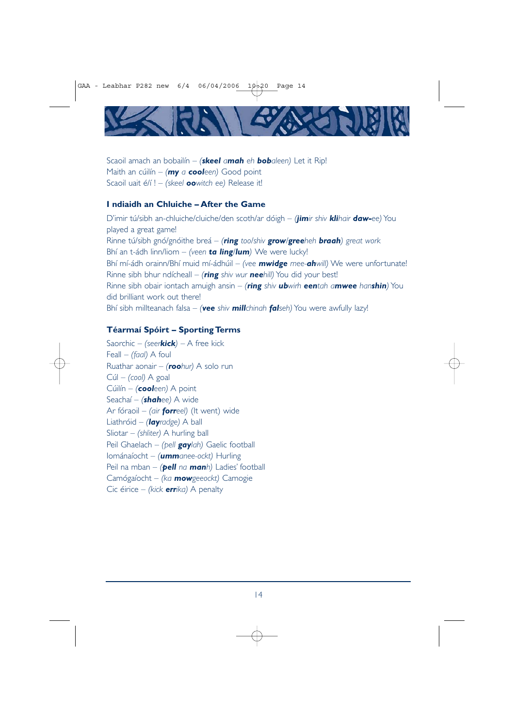Scaoil amach an bobailín – (***skeel*** *a****mah*** *eh* ***bob****aleen)* Let it Rip!
Maith an cúilín – (***my*** *a* ***cool****een)* Good point
Scaoil uait é/í ! – *(skeel* ***oo****witch ee)* Release it!

## I ndiaidh an Chluiche – After the Game

D'imir tú/sibh an-chluiche/cluiche/den scoth/ar dóigh – (***jim****ir shiv* ***kli****hair* ***daw-****ee)* You played a great game!
Rinne tú/sibh gnó/gnóithe breá – (***ring*** *too/shiv* ***grow****/****gree****heh* ***braah****)* *great work*
Bhí an t-ádh linn/liom – *(veen* ***ta ling****/****lum****)* We were lucky!
Bhí mí-ádh orainn/Bhí muid mí-ádhúil – *(vee* ***mwidge*** *mee-****ah****will)* We were unfortunate!
Rinne sibh bhur ndícheall – (***ring*** *shiv wur* ***nee****hill)* You did your best!
Rinne sibh obair iontach amuigh ansin – (***ring*** *shiv* ***ub****wirh* ***een****tah a****mwee*** *han****shin****)* You did brilliant work out there!
Bhí sibh millteanach falsa – (***vee*** *shiv* ***mill****chinah* ***fal****seh)* You were awfully lazy!

## Téarmaí Spóirt – Sporting Terms

Saorchic – *(seer****kick****)* – A free kick
Feall – *(faal)* A foul
Ruathar aonair – (***roo****hur)* A solo run
Cúl – *(cool)* A goal
Cúilín – (***cool****een)* A point
Seachaí – (***shah****ee)* A wide
Ar fóraoil – *(air* ***forr****eel)* (It went) wide
Liathróid – (***lay****radge)* A ball
Sliotar – *(shliter)* A hurling ball
Peil Ghaelach – *(pell* ***gay****lah)* Gaelic football
Iománaíocht – (***umm****anee-ockt)* Hurling
Peil na mban – (***pell*** *na* ***man****h)* Ladies' football
Camógaíocht – *(ka* ***mow****geeockt)* Camogie
Cic éirice – *(kick* ***err****ika)* A penalty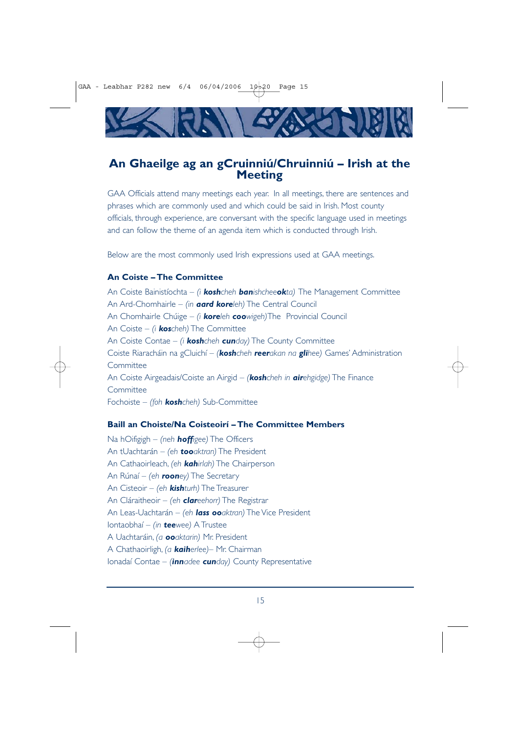# An Ghaeilge ag an gCruinniú/Chruinniú – Irish at the Meeting

GAA Officials attend many meetings each year. In all meetings, there are sentences and phrases which are commonly used and which could be said in Irish. Most county officials, through experience, are conversant with the specific language used in meetings and can follow the theme of an agenda item which is conducted through Irish.

Below are the most commonly used Irish expressions used at GAA meetings.

### An Coiste – The Committee

An Coiste Bainistíochta – *(i **kosh**cheh **ban**ishcheeo**k**ta)* The Management Committee
An Ard-Chomhairle – *(in **aard kore**leh)* The Central Council
An Chomhairle Chúige – *(i **kore**leh **coo**wigeh)* The Provincial Council
An Coiste – *(i **kos**cheh)* The Committee
An Coiste Contae – *(i **kosh**cheh **cun**day)* The County Committee
Coiste Riaracháin na gCluichí – *(**kosh**cheh **reer**akan na **gli**hee)* Games' Administration Committee
An Coiste Airgeadais/Coiste an Airgid – *(**kosh**cheh in **air**ehgidge)* The Finance Committee
Fochoiste – *(foh **kosh**cheh)* Sub-Committee

### Baill an Choiste/Na Coisteoirí – The Committee Members

Na hOifigigh – *(neh **hoffi**gee)* The Officers
An tUachtarán – *(eh **too**aktran)* The President
An Cathaoirleach, *(eh **kah**irlah)* The Chairperson
An Rúnaí – *(eh **roon**ey)* The Secretary
An Cisteoir – *(eh **kish**turh)* The Treasurer
An Cláraitheoir – *(eh **clar**eehorr)* The Registrar
An Leas-Uachtarán – *(eh **lass oo**aktran)* The Vice President
Iontaobhaí – *(in **tee**wee)* A Trustee
A Uachtaráin, *(a **oo**aktarin)* Mr. President
A Chathaoirligh, *(a **kaih**erlee)*– Mr. Chairman
Ionadaí Contae – *(**inn**adee **cun**day)* County Representative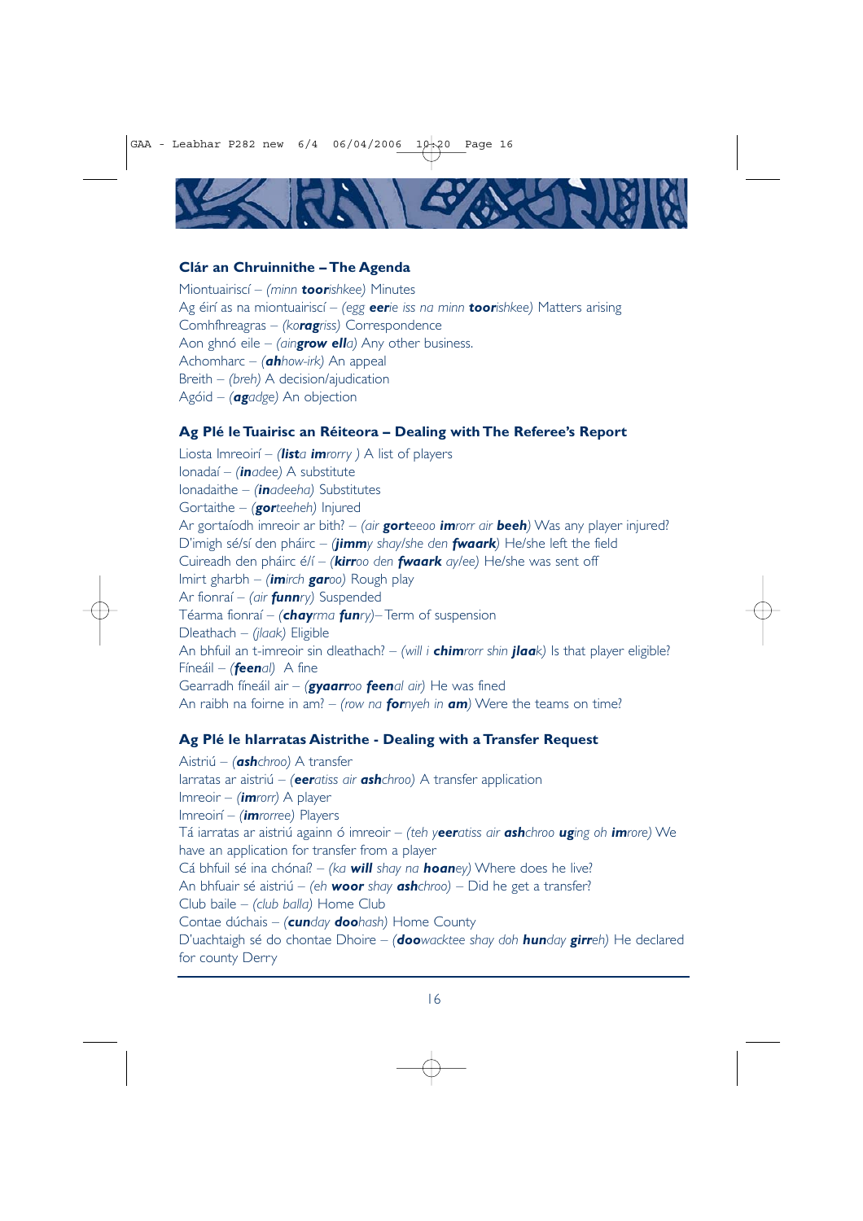### Clár an Chruinnithe – The Agenda

Miontuairiscí – *(minn **toor**ishkee)* Minutes
Ag éirí as na miontuairiscí – *(egg **eer**ie iss na minn **toor**ishkee)* Matters arising
Comhfhreagras – *(ko**rag**riss)* Correspondence
Aon ghnó eile – *(ain**grow ell**a)* Any other business.
Achomharc – *(**ah**how-irk)* An appeal
Breith – *(breh)* A decision/ajudication
Agóid – *(**ag**adge)* An objection

### Ag Plé le Tuairisc an Réiteora – Dealing with The Referee's Report

Liosta Imreoirí – *(**list**a **im**rorry )* A list of players
Ionadaí – *(**in**adee)* A substitute
Ionadaithe – *(**in**adeeha)* Substitutes
Gortaithe – *(**gor**teeheh)* Injured
Ar gortaíodh imreoir ar bith? – *(air **gort**eeoo **im**rorr air **beeh**)* Was any player injured?
D'imigh sé/sí den pháirc – *(**jimm**y shay/she den **fwaark**)* He/she left the field
Cuireadh den pháirc é/í – *(**kirr**oo den **fwaark** ay/ee)* He/she was sent off
Imirt gharbh – *(**im**irch **gar**oo)* Rough play
Ar fionraí – *(air **funn**ry)* Suspended
Téarma fionraí – *(**chay**rma **fun**ry)*– Term of suspension
Dleathach – *(jlaak)* Eligible
An bhfuil an t-imreoir sin dleathach? – *(will i **chim**rorr shin **jlaa**k)* Is that player eligible?
Fíneáil – *(**feen**al)* A fine
Gearradh fíneáil air – *(**gyaarr**oo **feen**al air)* He was fined
An raibh na foirne in am? – *(row na **for**nyeh in **am**)* Were the teams on time?

### Ag Plé le hIarratas Aistrithe - Dealing with a Transfer Request

Aistriú – *(**ash**chroo)* A transfer
Iarratas ar aistriú – *(**eer**atiss air **ash**chroo)* A transfer application
Imreoir – *(**im**rorr)* A player
Imreoirí – *(**im**rorree)* Players
Tá iarratas ar aistriú againn ó imreoir – *(teh y**eer**atiss air **ash**chroo **ug**ing oh **im**rore)* We have an application for transfer from a player
Cá bhfuil sé ina chónaí? – *(ka **will** shay na **hoan**ey)* Where does he live?
An bhfuair sé aistriú – *(eh **woor** shay **ash**chroo)* – Did he get a transfer?
Club baile – *(club balla)* Home Club
Contae dúchais – *(**cun**day **doo**hash)* Home County
D'uachtaigh sé do chontae Dhoire – *(**doo**wacktee shay doh **hun**day **girr**eh)* He declared for county Derry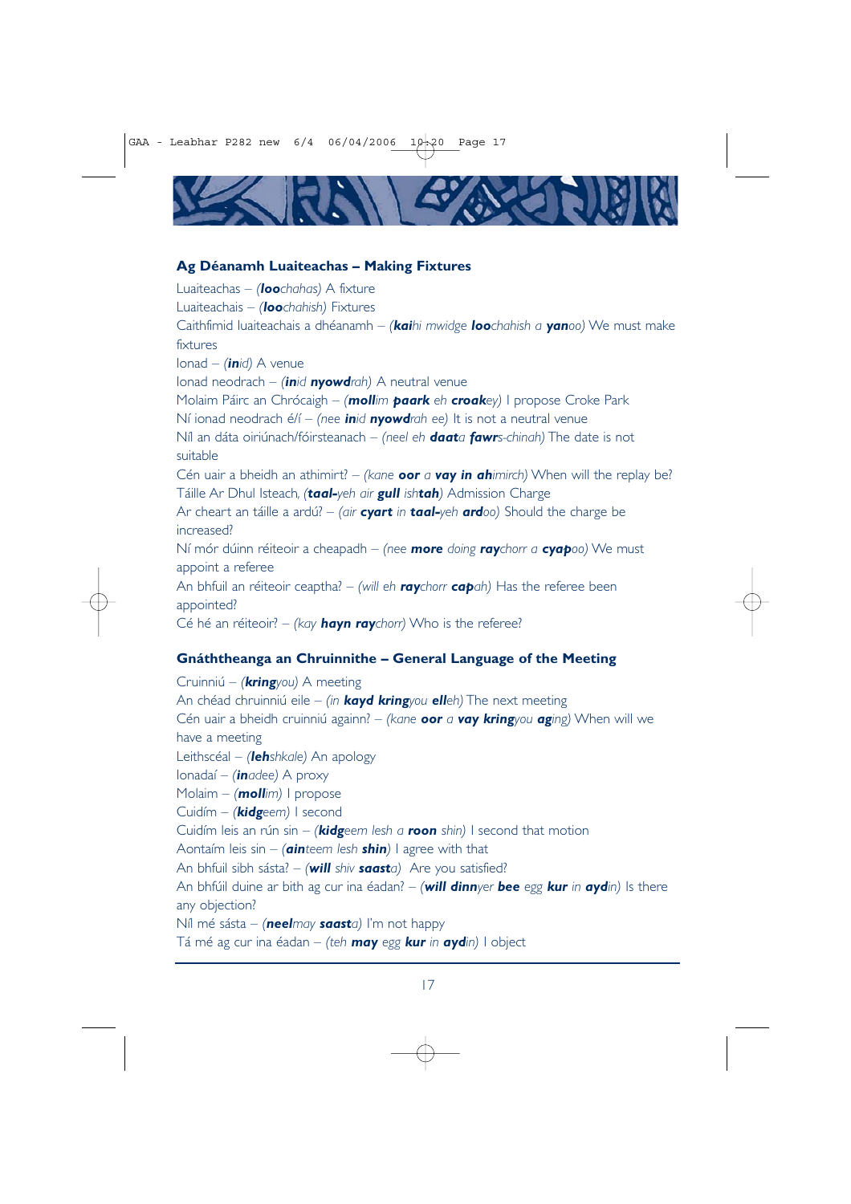## Ag Déanamh Luaiteachas – Making Fixtures

Luaiteachas – *(**loo**chahas)* A fixture
Luaiteachais – *(**loo**chahish)* Fixtures
Caithfimid luaiteachais a dhéanamh – *(**kai**hi mwidge **loo**chahish a **yan**oo)* We must make fixtures
Ionad – *(**in**id)* A venue
Ionad neodrach – *(**in**id **nyowd**rah)* A neutral venue
Molaim Páirc an Chrócaigh – *(**moll**im **paark** eh **croak**ey)* I propose Croke Park
Ní ionad neodrach é/í – *(nee **in**id **nyowd**rah ee)* It is not a neutral venue
Níl an dáta oiriúnach/fóirsteanach – *(neel eh **daat**a **fawr**s-chinah)* The date is not suitable
Cén uair a bheidh an athimirt? – *(kane **oor** a **vay in ah**imirch)* When will the replay be?
Táille Ar Dhul Isteach, *(**taal-**yeh air **gull** ish**tah**)* Admission Charge
Ar cheart an táille a ardú? – *(air **cyart** in **taal-**yeh **ard**oo)* Should the charge be increased?
Ní mór dúinn réiteoir a cheapadh – *(nee **more** doing **ray**chorr a **cyap**oo)* We must appoint a referee
An bhfuil an réiteoir ceaptha? – *(will eh **ray**chorr **cap**ah)* Has the referee been appointed?
Cé hé an réiteoir? – *(kay **hayn ray**chorr)* Who is the referee?

## Gnáththeanga an Chruinnithe – General Language of the Meeting

Cruinniú – *(**kring**you)* A meeting
An chéad chruinniú eile – *(in **kayd kring**you **ell**eh)* The next meeting
Cén uair a bheidh cruinniú againn? – *(kane **oor** a **vay kring**you **ag**ing)* When will we have a meeting
Leithscéal – *(**leh**shkale)* An apology
Ionadaí – *(**in**adee)* A proxy
Molaim – *(**moll**im)* I propose
Cuidím – *(**kidg**eem)* I second
Cuidím leis an rún sin – *(**kidg**eem lesh a **roon** shin)* I second that motion
Aontaím leis sin – *(**ain**teem lesh **shin**)* I agree with that
An bhfuil sibh sásta? – *(**will** shiv **saast**a)* Are you satisfied?
An bhfúil duine ar bith ag cur ina éadan? – *(**will dinn**yer **bee** egg **kur** in **ayd**in)* Is there any objection?
Níl mé sásta – *(**neel**may **saast**a)* I'm not happy
Tá mé ag cur ina éadan – *(teh **may** egg **kur** in **ayd**in)* I object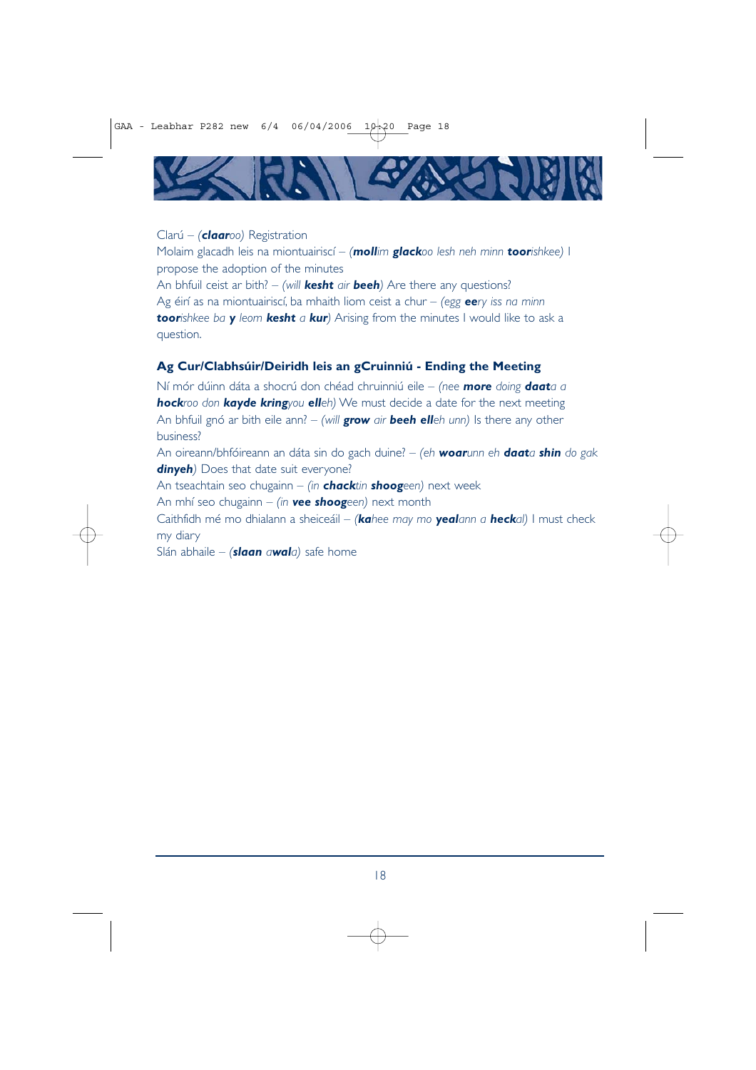Clarú – (***claar**oo*) Registration

Molaim glacadh leis na miontuairiscí – (***moll**im **glack**oo lesh neh minn **toor**ishkee)* I propose the adoption of the minutes

An bhfuil ceist ar bith? – (*will **kesht** air **beeh***) Are there any questions?

Ag éirí as na miontuairiscí, ba mhaith liom ceist a chur – (*egg **ee**ry iss na minn **toor**ishkee ba **y** leom **kesht** a **kur***) Arising from the minutes I would like to ask a question.

## Ag Cur/Clabhsúir/Deiridh leis an gCruinniú - Ending the Meeting

Ní mór dúinn dáta a shocrú don chéad chruinniú eile – (*nee **more** doing **daat**a a **hock**roo don **kayde kring**you **ell**eh)* We must decide a date for the next meeting

An bhfuil gnó ar bith eile ann? – (*will **grow** air **beeh ell**eh unn)* Is there any other business?

An oireann/bhfóireann an dáta sin do gach duine? – (*eh **woar**unn eh **daat**a **shin** do gak **dinyeh***) Does that date suit everyone?

An tseachtain seo chugainn – (*in **chack**tin **shoog**een)* next week

An mhí seo chugainn – (*in **vee shoog**een)* next month

Caithfidh mé mo dhialann a sheiceáil – (***ka**hee may mo **yeal**ann a **heck**al)* I must check my diary

Slán abhaile – (***slaan** a**wal**a)* safe home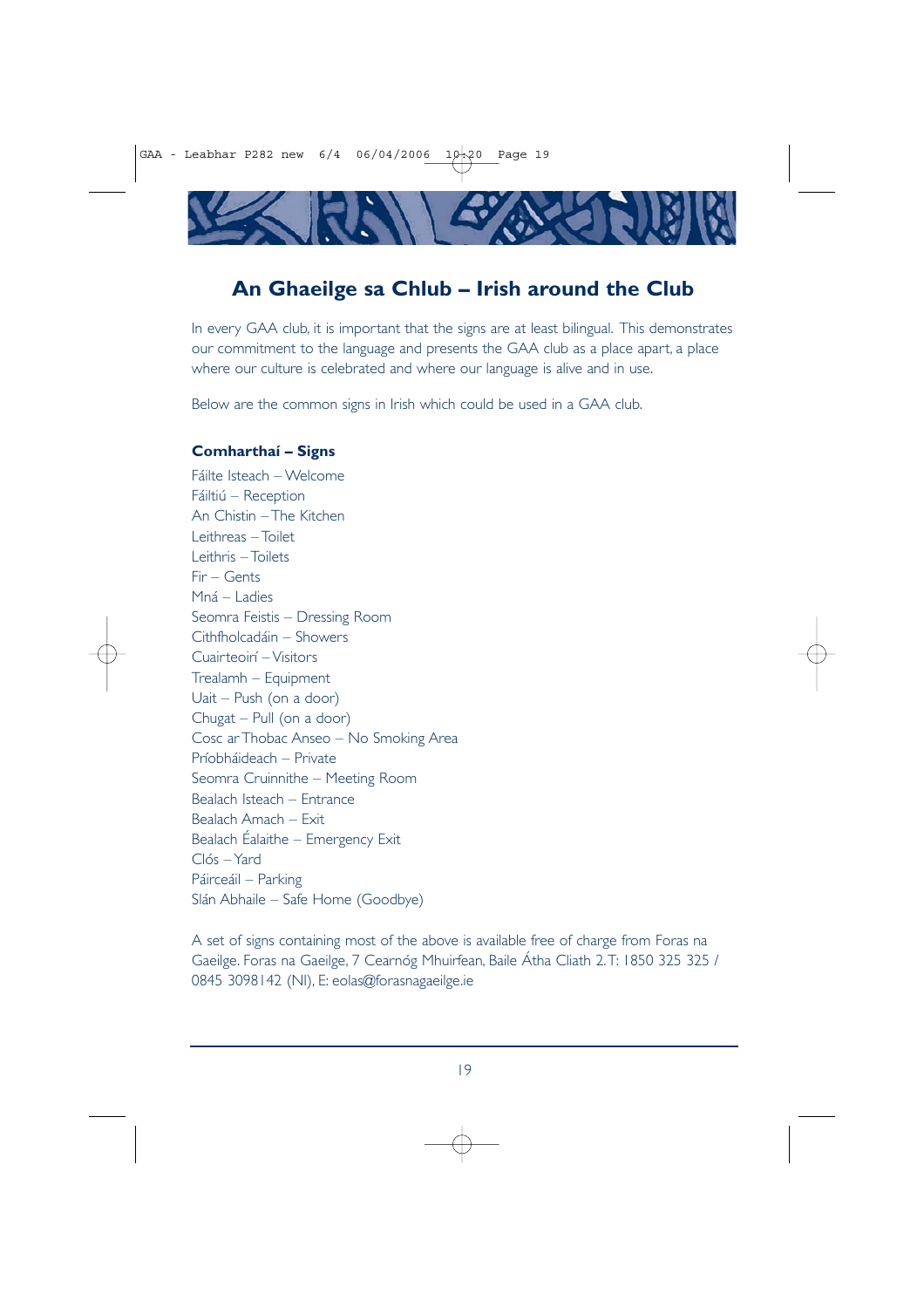## An Ghaeilge sa Chlub – Irish around the Club

In every GAA club, it is important that the signs are at least bilingual. This demonstrates our commitment to the language and presents the GAA club as a place apart, a place where our culture is celebrated and where our language is alive and in use.

Below are the common signs in Irish which could be used in a GAA club.

**Comharthaí – Signs**

Fáilte Isteach – Welcome
Fáiltiú – Reception
An Chistin – The Kitchen
Leithreas – Toilet
Leithris – Toilets
Fir – Gents
Mná – Ladies
Seomra Feistis – Dressing Room
Cithfholcadáin – Showers
Cuairteoirí – Visitors
Trealamh – Equipment
Uait – Push (on a door)
Chugat – Pull (on a door)
Cosc ar Thobac Anseo – No Smoking Area
Príobháideach – Private
Seomra Cruinnithe – Meeting Room
Bealach Isteach – Entrance
Bealach Amach – Exit
Bealach Éalaithe – Emergency Exit
Clós – Yard
Páirceáil – Parking
Slán Abhaile – Safe Home (Goodbye)

A set of signs containing most of the above is available free of charge from Foras na Gaeilge. Foras na Gaeilge, 7 Cearnóg Mhuirfean, Baile Átha Cliath 2. T: 1850 325 325 / 0845 3098142 (NI), E: eolas@forasnagaeilge.ie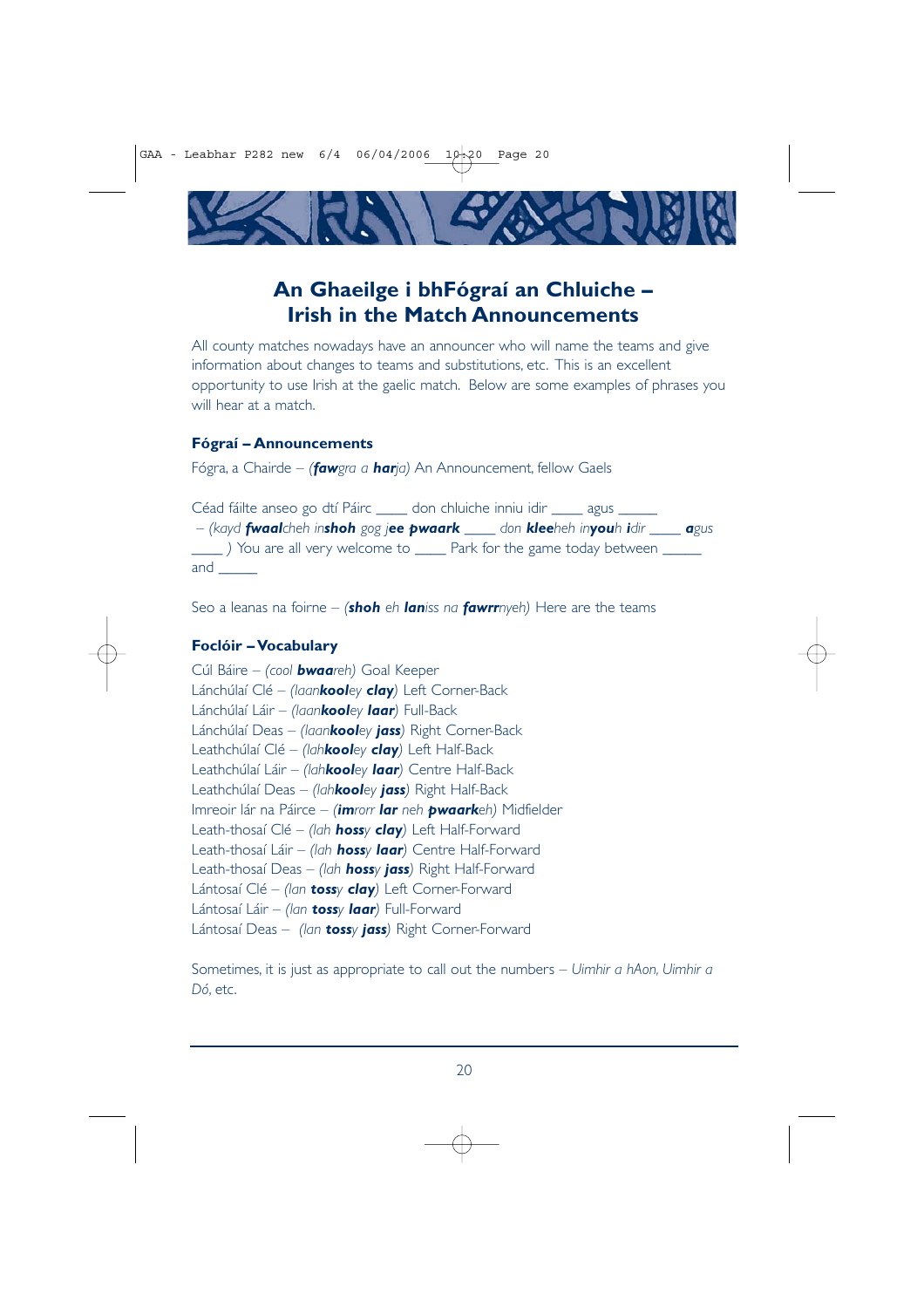# An Ghaeilge i bhFógraí an Chluiche – Irish in the Match Announcements

All county matches nowadays have an announcer who will name the teams and give information about changes to teams and substitutions, etc. This is an excellent opportunity to use Irish at the gaelic match. Below are some examples of phrases you will hear at a match.

### Fógraí – Announcements

Fógra, a Chairde – *(**faw**gra a **har**ja)* An Announcement, fellow Gaels

Céad fáilte anseo go dtí Páirc ____ don chluiche inniu idir ____ agus _____ – *(kayd **fwaal**cheh in**shoh** gog **jee pwaark** ____ don **klee**heh in**you**h **i**dir ____ **a**gus ____ )* You are all very welcome to ____ Park for the game today between _____ and _____

Seo a leanas na foirne – *(**shoh** eh **lan**iss na **fawrr**nyeh)* Here are the teams

### Foclóir – Vocabulary

Cúl Báire – *(cool **bwaa**reh)* Goal Keeper
Lánchúlaí Clé – *(laan**kool**ey **clay**)* Left Corner-Back
Lánchúlaí Láir – *(laan**kool**ey **laar**)* Full-Back
Lánchúlaí Deas – *(laan**kool**ey **jass**)* Right Corner-Back
Leathchúlaí Clé – *(lah**kool**ey **clay**)* Left Half-Back
Leathchúlaí Láir – *(lah**kool**ey **laar**)* Centre Half-Back
Leathchúlaí Deas – *(lah**kool**ey **jass**)* Right Half-Back
Imreoir lár na Páirce – *(**im**rorr **lar** neh **pwaark**eh)* Midfielder
Leath-thosaí Clé – *(lah **hoss**y **clay**)* Left Half-Forward
Leath-thosaí Láir – *(lah **hoss**y **laar**)* Centre Half-Forward
Leath-thosaí Deas – *(lah **hoss**y **jass**)* Right Half-Forward
Lántosaí Clé – *(lan **toss**y **clay**)* Left Corner-Forward
Lántosaí Láir – *(lan **toss**y **laar**)* Full-Forward
Lántosaí Deas – *(lan **toss**y **jass**)* Right Corner-Forward

Sometimes, it is just as appropriate to call out the numbers – *Uimhir a hAon, Uimhir a Dó*, etc.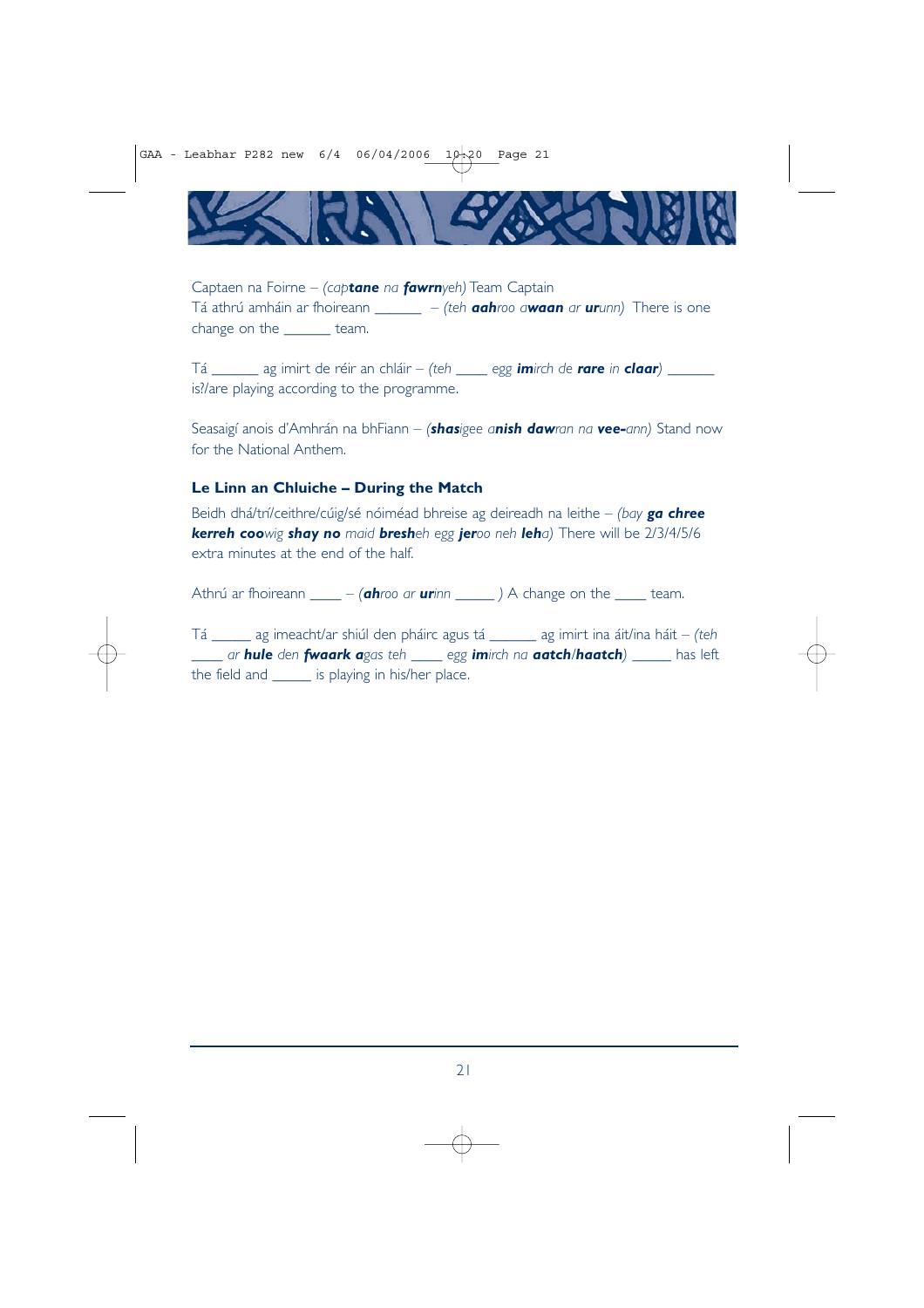Captaen na Foirne – *(cap**tane** na **fawrn**yeh)* Team Captain
Tá athrú amháin ar fhoireann ______ – *(teh **aah**roo a**waan** ar **ur**unn)* There is one change on the ______ team.

Tá ______ ag imirt de réir an chláir – *(teh ____ egg **im**irch de **rare** in **claar**)* ______ is?/are playing according to the programme.

Seasaigí anois d'Amhrán na bhFiann – *(**shas**igee a**nish** **daw**ran na **vee-**ann)* Stand now for the National Anthem.

### Le Linn an Chluiche – During the Match

Beidh dhá/trí/ceithre/cúig/sé nóiméad bhreise ag deireadh na leithe – *(bay **ga chree kerreh coo**wig **shay no** maid **bresh**eh egg **jer**oo neh **leh**a)* There will be 2/3/4/5/6 extra minutes at the end of the half.

Athrú ar fhoireann ____ – *(**ah**roo ar **ur**inn _____ )* A change on the ____ team.

Tá _____ ag imeacht/ar shiúl den pháirc agus tá ______ ag imirt ina áit/ina háit – *(teh ____ ar **hule** den **fwaark a**gas teh ____ egg **im**irch na **aatch**/**haatch**)* _____ has left the field and _____ is playing in his/her place.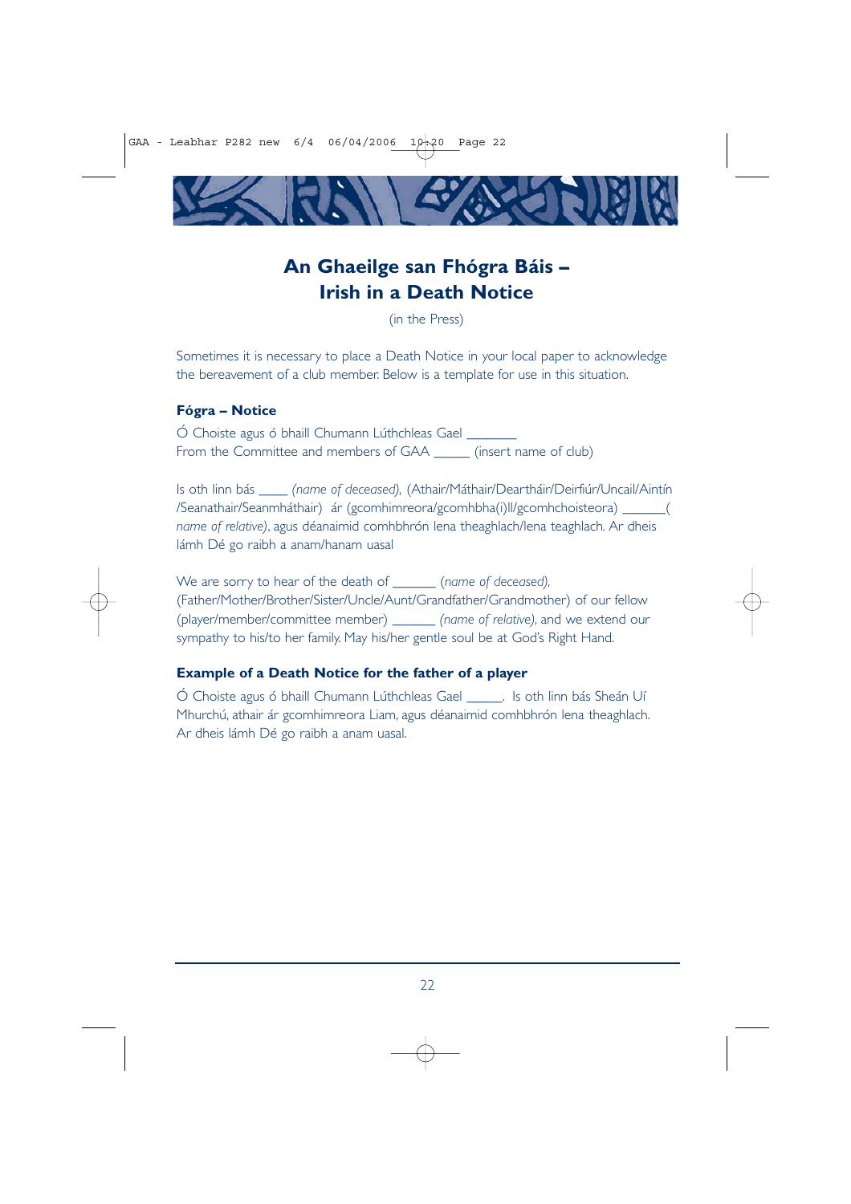# An Ghaeilge san Fhógra Báis – Irish in a Death Notice

(in the Press)

Sometimes it is necessary to place a Death Notice in your local paper to acknowledge the bereavement of a club member. Below is a template for use in this situation.

### Fógra – Notice

Ó Choiste agus ó bhaill Chumann Lúthchleas Gael _______
From the Committee and members of GAA _____ (insert name of club)

Is oth linn bás ____ *(name of deceased),* (Athair/Máthair/Deartháir/Deirfiúr/Uncail/Aintín /Seanathair/Seanmháthair) ár (gcomhimreora/gcomhbha(i)ll/gcomhchoisteora) ______( *name of relative)*, agus déanaimid comhbhrón lena theaghlach/lena teaghlach. Ar dheis lámh Dé go raibh a anam/hanam uasal

We are sorry to hear of the death of ______ *(name of deceased),* (Father/Mother/Brother/Sister/Uncle/Aunt/Grandfather/Grandmother) of our fellow (player/member/committee member) ______ *(name of relative),* and we extend our sympathy to his/to her family. May his/her gentle soul be at God's Right Hand.

### Example of a Death Notice for the father of a player

Ó Choiste agus ó bhaill Chumann Lúthchleas Gael _____. Is oth linn bás Sheán Uí Mhurchú, athair ár gcomhimreora Liam, agus déanaimid comhbhrón lena theaghlach. Ar dheis lámh Dé go raibh a anam uasal.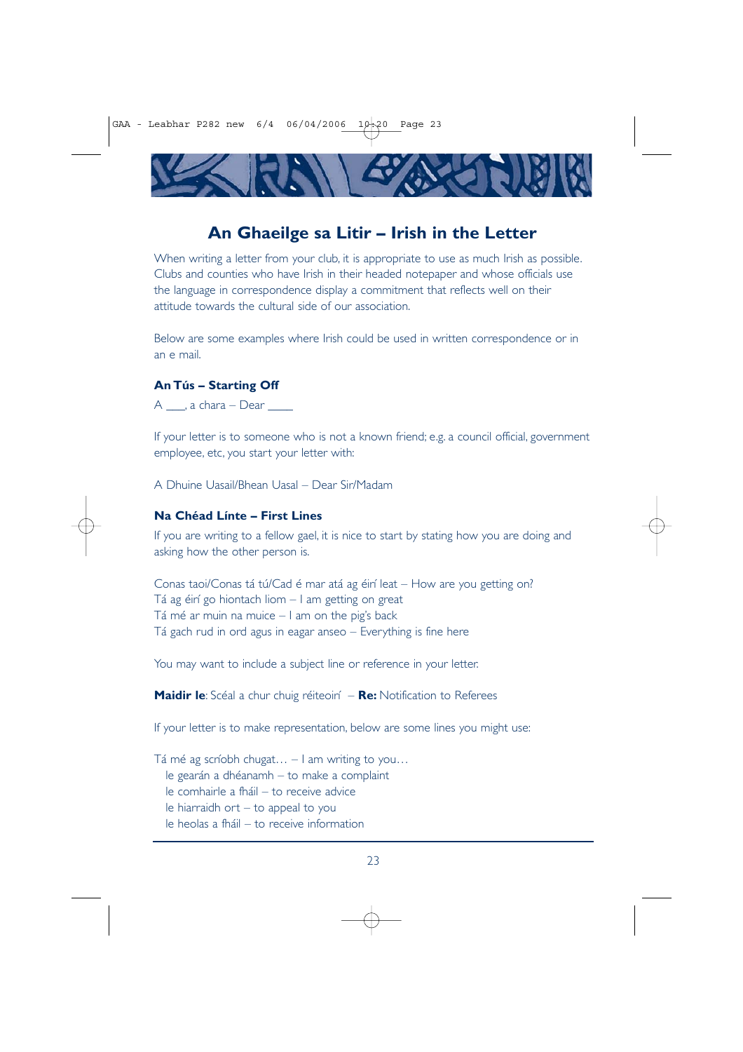## An Ghaeilge sa Litir – Irish in the Letter

When writing a letter from your club, it is appropriate to use as much Irish as possible. Clubs and counties who have Irish in their headed notepaper and whose officials use the language in correspondence display a commitment that reflects well on their attitude towards the cultural side of our association.

Below are some examples where Irish could be used in written correspondence or in an e mail.

### An Tús – Starting Off

A ___, a chara – Dear ____

If your letter is to someone who is not a known friend; e.g. a council official, government employee, etc, you start your letter with:

A Dhuine Uasail/Bhean Uasal – Dear Sir/Madam

### Na Chéad Línte – First Lines

If you are writing to a fellow gael, it is nice to start by stating how you are doing and asking how the other person is.

Conas taoi/Conas tá tú/Cad é mar atá ag éirí leat – How are you getting on?
Tá ag éirí go hiontach liom – I am getting on great
Tá mé ar muin na muice – I am on the pig's back
Tá gach rud in ord agus in eagar anseo – Everything is fine here

You may want to include a subject line or reference in your letter.

**Maidir le**: Scéal a chur chuig réiteoirí – **Re:** Notification to Referees

If your letter is to make representation, below are some lines you might use:

Tá mé ag scríobh chugat… – I am writing to you…
- le gearán a dhéanamh – to make a complaint
- le comhairle a fháil – to receive advice
- le hiarraidh ort – to appeal to you
- le heolas a fháil – to receive information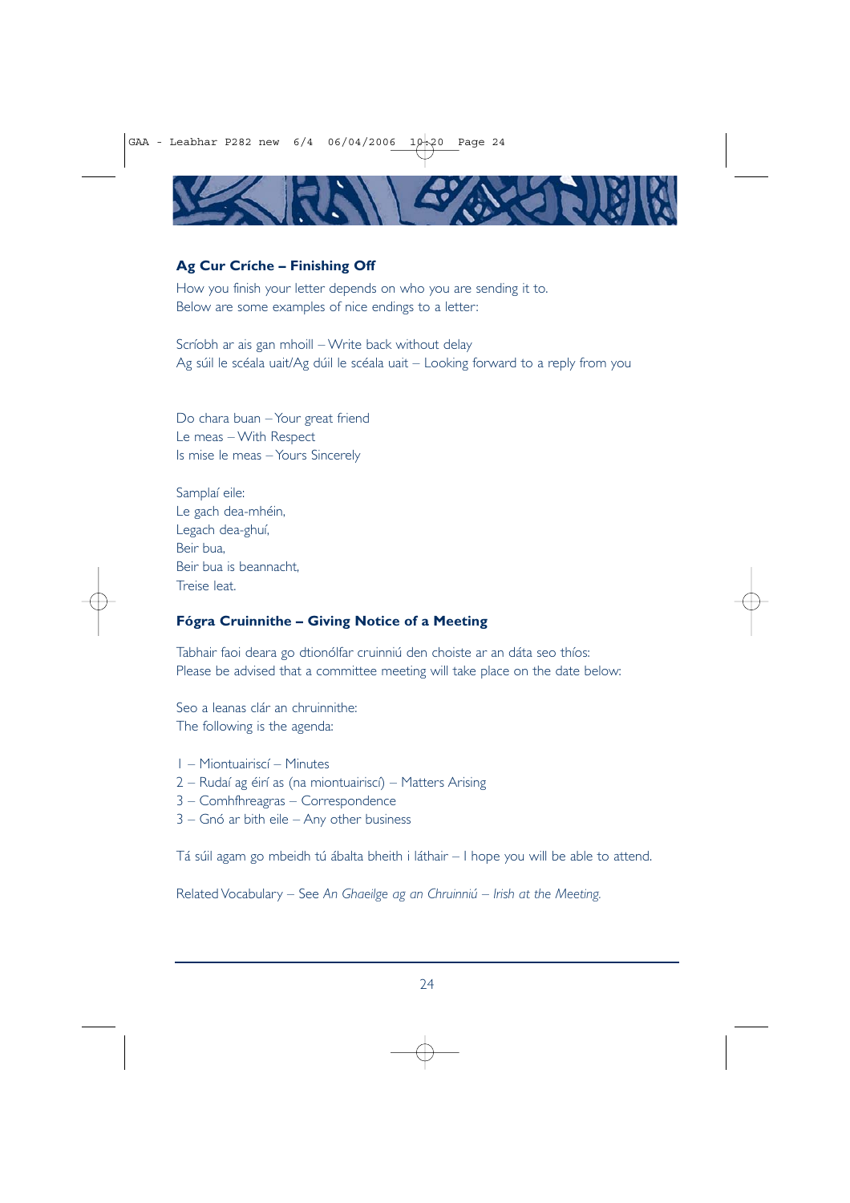### Ag Cur Críche – Finishing Off

How you finish your letter depends on who you are sending it to.
Below are some examples of nice endings to a letter:

Scríobh ar ais gan mhoill – Write back without delay
Ag súil le scéala uait/Ag dúil le scéala uait – Looking forward to a reply from you

Do chara buan – Your great friend
Le meas – With Respect
Is mise le meas – Yours Sincerely

Samplaí eile:
Le gach dea-mhéin,
Legach dea-ghuí,
Beir bua,
Beir bua is beannacht,
Treise leat.

### Fógra Cruinnithe – Giving Notice of a Meeting

Tabhair faoi deara go dtionólfar cruinniú den choiste ar an dáta seo thíos:
Please be advised that a committee meeting will take place on the date below:

Seo a leanas clár an chruinnithe:
The following is the agenda:

1 – Miontuairiscí – Minutes
2 – Rudaí ag éirí as (na miontuairiscí) – Matters Arising
3 – Comhfhreagras – Correspondence
3 – Gnó ar bith eile – Any other business

Tá súil agam go mbeidh tú ábalta bheith i láthair – I hope you will be able to attend.

Related Vocabulary – See *An Ghaeilge ag an Chruinniú – Irish at the Meeting.*